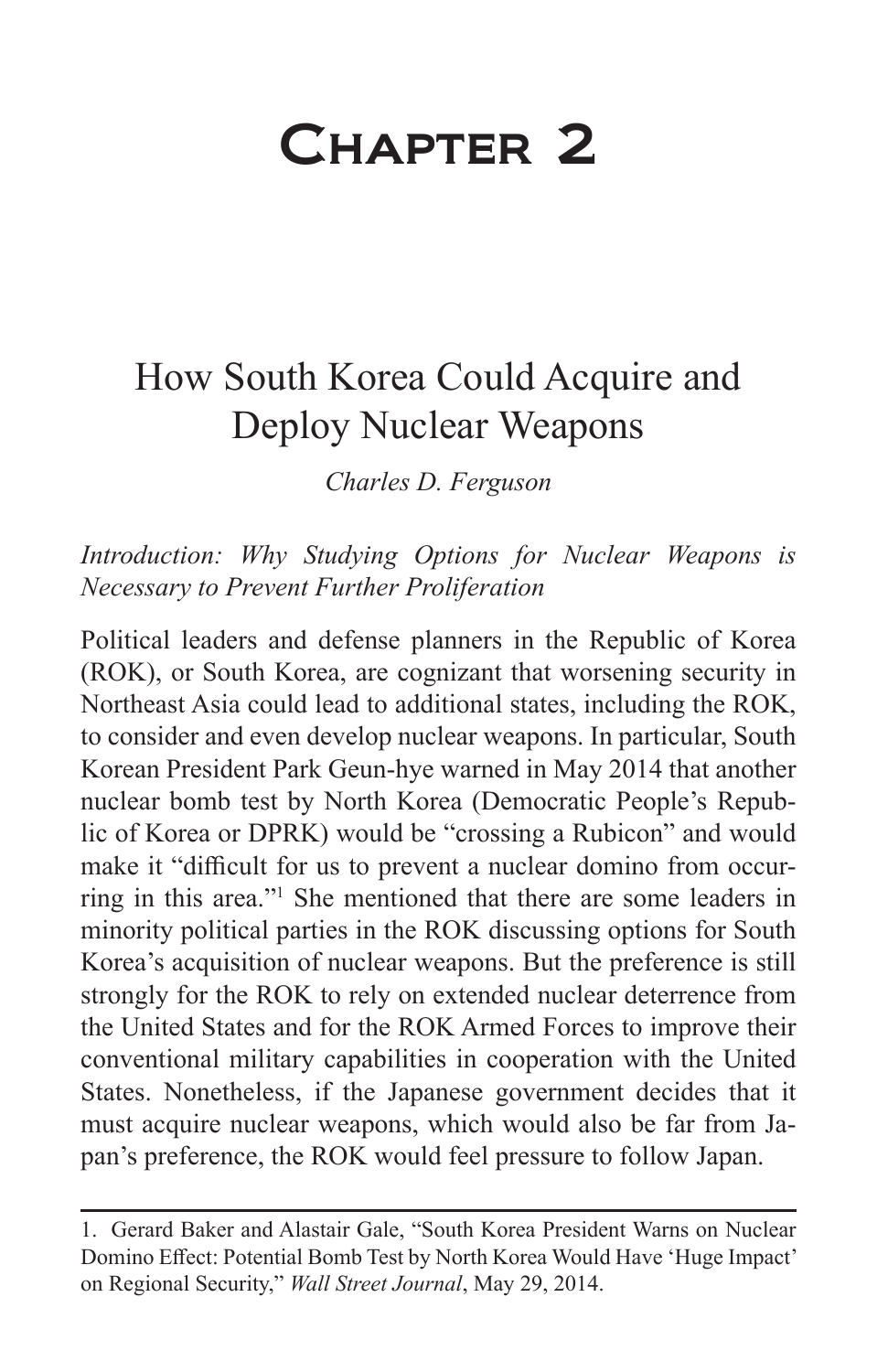# Chapter 2

## How South Korea Could Acquire and Deploy Nuclear Weapons

*Charles D. Ferguson*

*Introduction: Why Studying Options for Nuclear Weapons is Necessary to Prevent Further Proliferation*

Political leaders and defense planners in the Republic of Korea (ROK), or South Korea, are cognizant that worsening security in Northeast Asia could lead to additional states, including the ROK, to consider and even develop nuclear weapons. In particular, South Korean President Park Geun-hye warned in May 2014 that another nuclear bomb test by North Korea (Democratic People's Republic of Korea or DPRK) would be "crossing a Rubicon" and would make it "difficult for us to prevent a nuclear domino from occurring in this area."[1] She mentioned that there are some leaders in minority political parties in the ROK discussing options for South Korea's acquisition of nuclear weapons. But the preference is still strongly for the ROK to rely on extended nuclear deterrence from the United States and for the ROK Armed Forces to improve their conventional military capabilities in cooperation with the United States. Nonetheless, if the Japanese government decides that it must acquire nuclear weapons, which would also be far from Japan's preference, the ROK would feel pressure to follow Japan.

---

1. Gerard Baker and Alastair Gale, "South Korea President Warns on Nuclear Domino Effect: Potential Bomb Test by North Korea Would Have 'Huge Impact' on Regional Security," *Wall Street Journal*, May 29, 2014.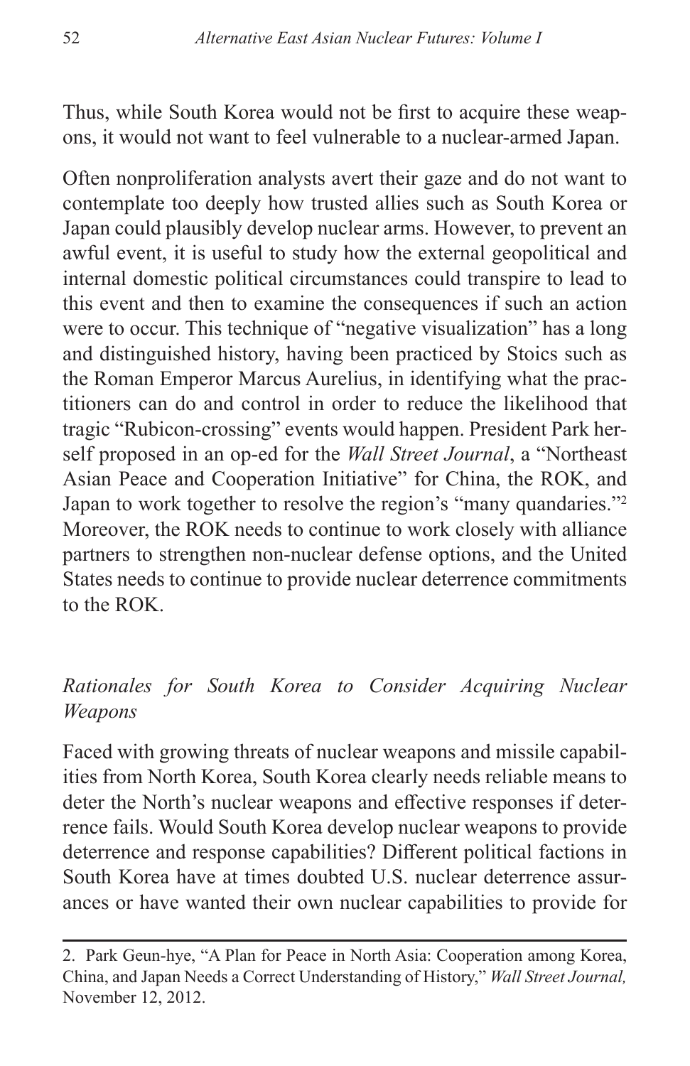Thus, while South Korea would not be first to acquire these weapons, it would not want to feel vulnerable to a nuclear-armed Japan.

Often nonproliferation analysts avert their gaze and do not want to contemplate too deeply how trusted allies such as South Korea or Japan could plausibly develop nuclear arms. However, to prevent an awful event, it is useful to study how the external geopolitical and internal domestic political circumstances could transpire to lead to this event and then to examine the consequences if such an action were to occur. This technique of "negative visualization" has a long and distinguished history, having been practiced by Stoics such as the Roman Emperor Marcus Aurelius, in identifying what the practitioners can do and control in order to reduce the likelihood that tragic "Rubicon-crossing" events would happen. President Park herself proposed in an op-ed for the *Wall Street Journal*, a "Northeast Asian Peace and Cooperation Initiative" for China, the ROK, and Japan to work together to resolve the region's "many quandaries."[2] Moreover, the ROK needs to continue to work closely with alliance partners to strengthen non-nuclear defense options, and the United States needs to continue to provide nuclear deterrence commitments to the ROK.

### *Rationales for South Korea to Consider Acquiring Nuclear Weapons*

Faced with growing threats of nuclear weapons and missile capabilities from North Korea, South Korea clearly needs reliable means to deter the North's nuclear weapons and effective responses if deterrence fails. Would South Korea develop nuclear weapons to provide deterrence and response capabilities? Different political factions in South Korea have at times doubted U.S. nuclear deterrence assurances or have wanted their own nuclear capabilities to provide for

---

2. Park Geun-hye, "A Plan for Peace in North Asia: Cooperation among Korea, China, and Japan Needs a Correct Understanding of History," *Wall Street Journal,* November 12, 2012.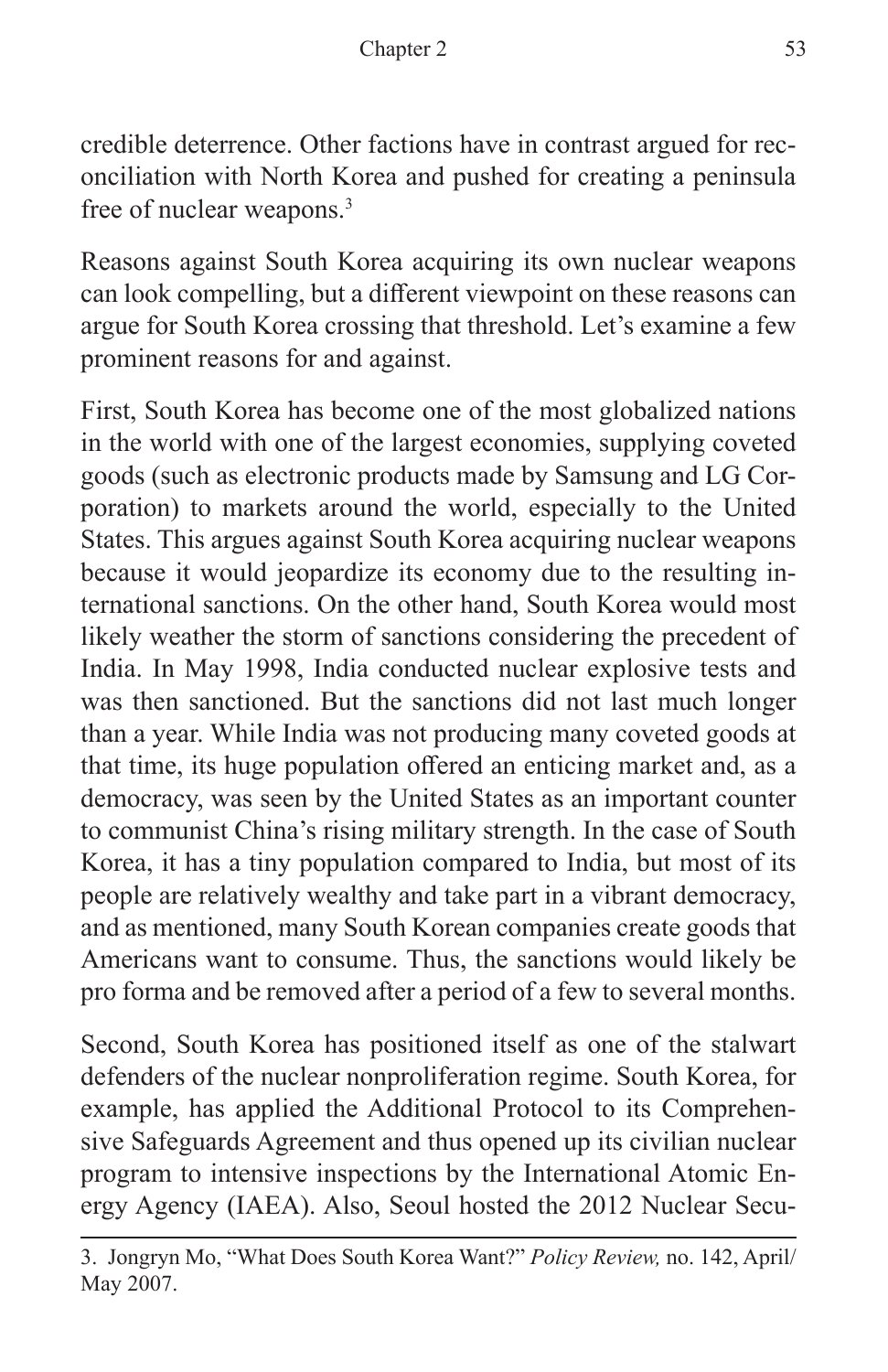credible deterrence. Other factions have in contrast argued for reconciliation with North Korea and pushed for creating a peninsula free of nuclear weapons.[3]

Reasons against South Korea acquiring its own nuclear weapons can look compelling, but a different viewpoint on these reasons can argue for South Korea crossing that threshold. Let's examine a few prominent reasons for and against.

First, South Korea has become one of the most globalized nations in the world with one of the largest economies, supplying coveted goods (such as electronic products made by Samsung and LG Corporation) to markets around the world, especially to the United States. This argues against South Korea acquiring nuclear weapons because it would jeopardize its economy due to the resulting international sanctions. On the other hand, South Korea would most likely weather the storm of sanctions considering the precedent of India. In May 1998, India conducted nuclear explosive tests and was then sanctioned. But the sanctions did not last much longer than a year. While India was not producing many coveted goods at that time, its huge population offered an enticing market and, as a democracy, was seen by the United States as an important counter to communist China's rising military strength. In the case of South Korea, it has a tiny population compared to India, but most of its people are relatively wealthy and take part in a vibrant democracy, and as mentioned, many South Korean companies create goods that Americans want to consume. Thus, the sanctions would likely be pro forma and be removed after a period of a few to several months.

Second, South Korea has positioned itself as one of the stalwart defenders of the nuclear nonproliferation regime. South Korea, for example, has applied the Additional Protocol to its Comprehensive Safeguards Agreement and thus opened up its civilian nuclear program to intensive inspections by the International Atomic Energy Agency (IAEA). Also, Seoul hosted the 2012 Nuclear Secu-

---

3. Jongryn Mo, "What Does South Korea Want?" *Policy Review,* no. 142, April/May 2007.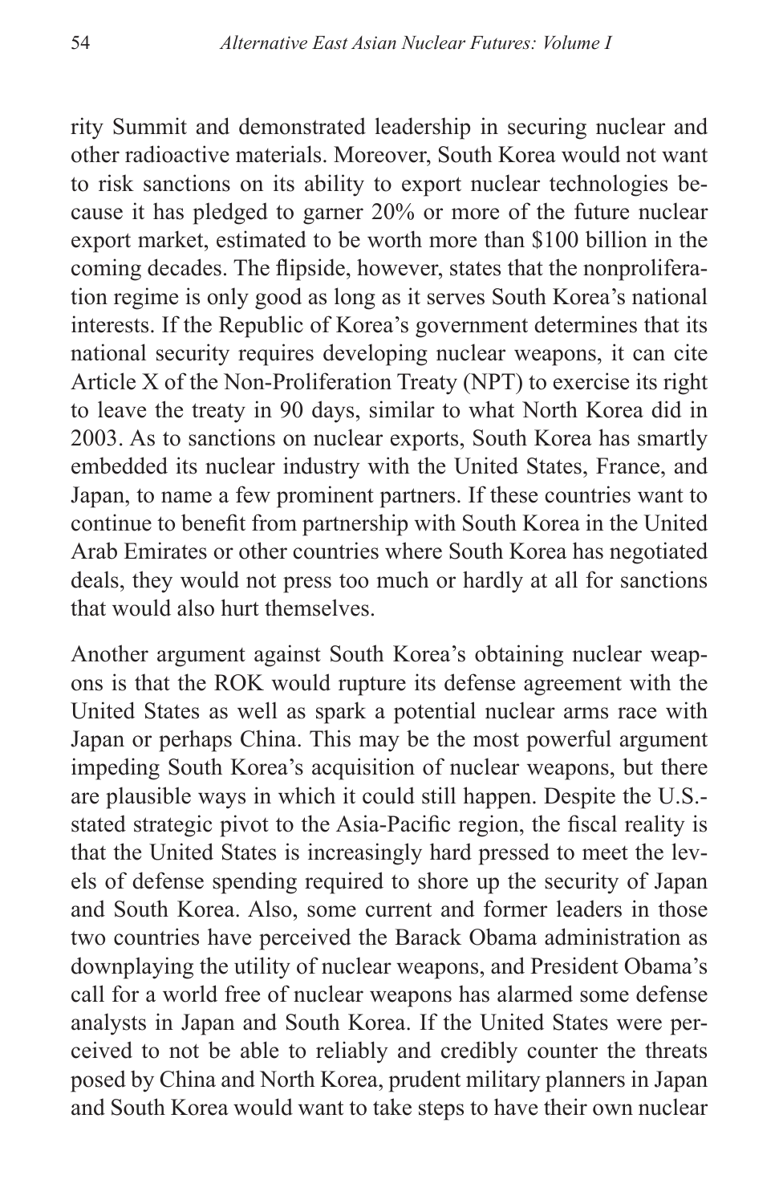rity Summit and demonstrated leadership in securing nuclear and other radioactive materials. Moreover, South Korea would not want to risk sanctions on its ability to export nuclear technologies because it has pledged to garner 20% or more of the future nuclear export market, estimated to be worth more than $100 billion in the coming decades. The flipside, however, states that the nonproliferation regime is only good as long as it serves South Korea's national interests. If the Republic of Korea's government determines that its national security requires developing nuclear weapons, it can cite Article X of the Non-Proliferation Treaty (NPT) to exercise its right to leave the treaty in 90 days, similar to what North Korea did in 2003. As to sanctions on nuclear exports, South Korea has smartly embedded its nuclear industry with the United States, France, and Japan, to name a few prominent partners. If these countries want to continue to benefit from partnership with South Korea in the United Arab Emirates or other countries where South Korea has negotiated deals, they would not press too much or hardly at all for sanctions that would also hurt themselves.

Another argument against South Korea's obtaining nuclear weapons is that the ROK would rupture its defense agreement with the United States as well as spark a potential nuclear arms race with Japan or perhaps China. This may be the most powerful argument impeding South Korea's acquisition of nuclear weapons, but there are plausible ways in which it could still happen. Despite the U.S.-stated strategic pivot to the Asia-Pacific region, the fiscal reality is that the United States is increasingly hard pressed to meet the levels of defense spending required to shore up the security of Japan and South Korea. Also, some current and former leaders in those two countries have perceived the Barack Obama administration as downplaying the utility of nuclear weapons, and President Obama's call for a world free of nuclear weapons has alarmed some defense analysts in Japan and South Korea. If the United States were perceived to not be able to reliably and credibly counter the threats posed by China and North Korea, prudent military planners in Japan and South Korea would want to take steps to have their own nuclear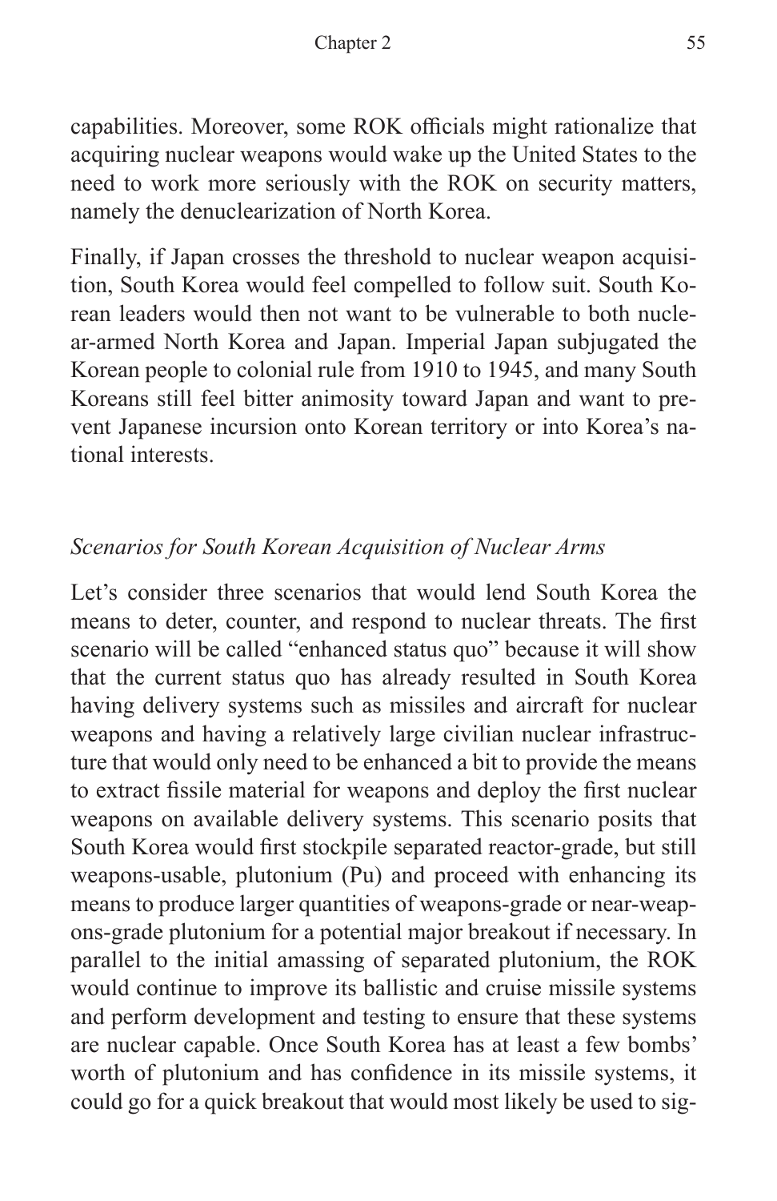capabilities. Moreover, some ROK officials might rationalize that acquiring nuclear weapons would wake up the United States to the need to work more seriously with the ROK on security matters, namely the denuclearization of North Korea.

Finally, if Japan crosses the threshold to nuclear weapon acquisition, South Korea would feel compelled to follow suit. South Korean leaders would then not want to be vulnerable to both nuclear-armed North Korea and Japan. Imperial Japan subjugated the Korean people to colonial rule from 1910 to 1945, and many South Koreans still feel bitter animosity toward Japan and want to prevent Japanese incursion onto Korean territory or into Korea's national interests.

### *Scenarios for South Korean Acquisition of Nuclear Arms*

Let's consider three scenarios that would lend South Korea the means to deter, counter, and respond to nuclear threats. The first scenario will be called "enhanced status quo" because it will show that the current status quo has already resulted in South Korea having delivery systems such as missiles and aircraft for nuclear weapons and having a relatively large civilian nuclear infrastructure that would only need to be enhanced a bit to provide the means to extract fissile material for weapons and deploy the first nuclear weapons on available delivery systems. This scenario posits that South Korea would first stockpile separated reactor-grade, but still weapons-usable, plutonium (Pu) and proceed with enhancing its means to produce larger quantities of weapons-grade or near-weapons-grade plutonium for a potential major breakout if necessary. In parallel to the initial amassing of separated plutonium, the ROK would continue to improve its ballistic and cruise missile systems and perform development and testing to ensure that these systems are nuclear capable. Once South Korea has at least a few bombs' worth of plutonium and has confidence in its missile systems, it could go for a quick breakout that would most likely be used to sig-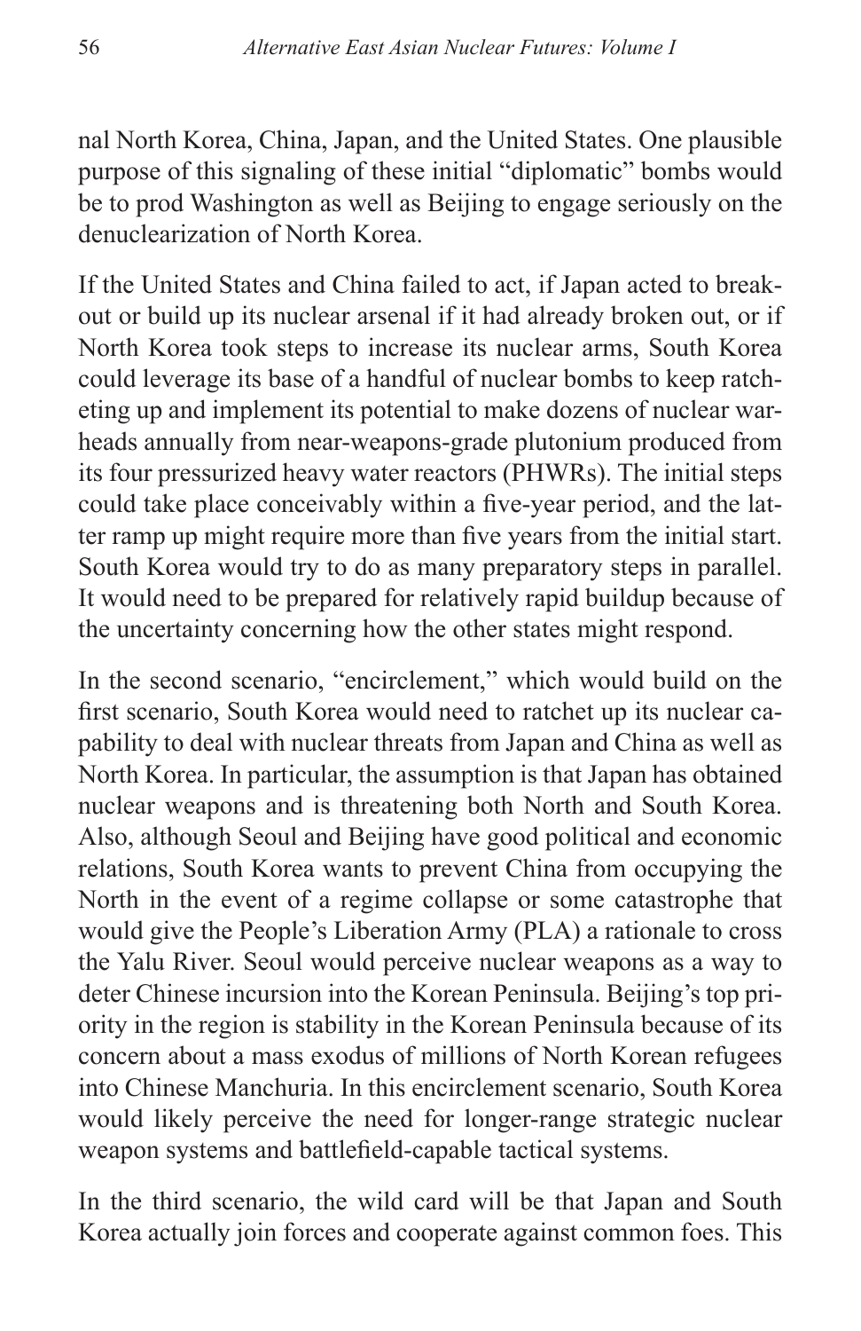nal North Korea, China, Japan, and the United States. One plausible purpose of this signaling of these initial "diplomatic" bombs would be to prod Washington as well as Beijing to engage seriously on the denuclearization of North Korea.

If the United States and China failed to act, if Japan acted to breakout or build up its nuclear arsenal if it had already broken out, or if North Korea took steps to increase its nuclear arms, South Korea could leverage its base of a handful of nuclear bombs to keep ratcheting up and implement its potential to make dozens of nuclear warheads annually from near-weapons-grade plutonium produced from its four pressurized heavy water reactors (PHWRs). The initial steps could take place conceivably within a five-year period, and the latter ramp up might require more than five years from the initial start. South Korea would try to do as many preparatory steps in parallel. It would need to be prepared for relatively rapid buildup because of the uncertainty concerning how the other states might respond.

In the second scenario, "encirclement," which would build on the first scenario, South Korea would need to ratchet up its nuclear capability to deal with nuclear threats from Japan and China as well as North Korea. In particular, the assumption is that Japan has obtained nuclear weapons and is threatening both North and South Korea. Also, although Seoul and Beijing have good political and economic relations, South Korea wants to prevent China from occupying the North in the event of a regime collapse or some catastrophe that would give the People's Liberation Army (PLA) a rationale to cross the Yalu River. Seoul would perceive nuclear weapons as a way to deter Chinese incursion into the Korean Peninsula. Beijing's top priority in the region is stability in the Korean Peninsula because of its concern about a mass exodus of millions of North Korean refugees into Chinese Manchuria. In this encirclement scenario, South Korea would likely perceive the need for longer-range strategic nuclear weapon systems and battlefield-capable tactical systems.

In the third scenario, the wild card will be that Japan and South Korea actually join forces and cooperate against common foes. This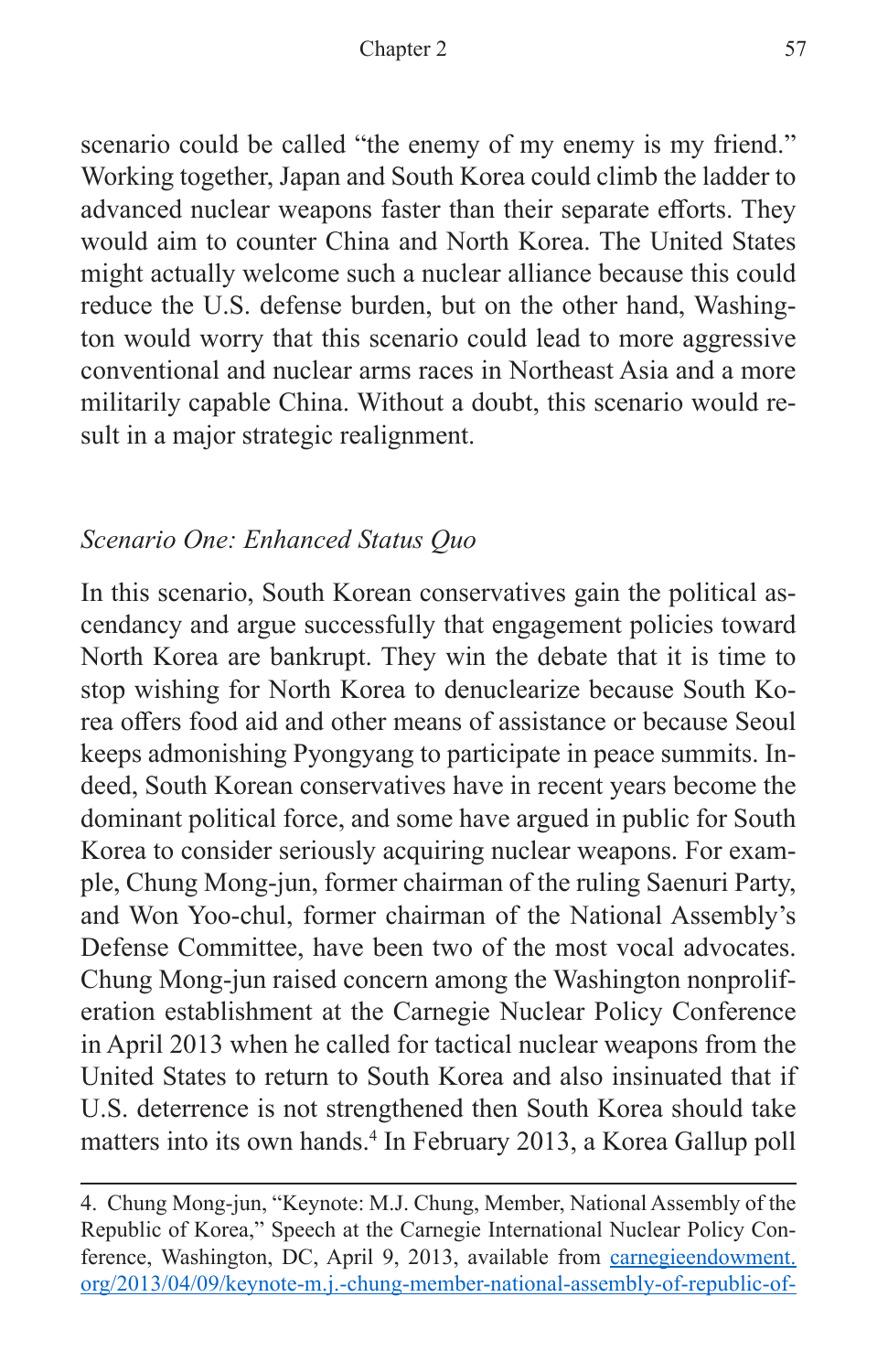scenario could be called "the enemy of my enemy is my friend." Working together, Japan and South Korea could climb the ladder to advanced nuclear weapons faster than their separate efforts. They would aim to counter China and North Korea. The United States might actually welcome such a nuclear alliance because this could reduce the U.S. defense burden, but on the other hand, Washington would worry that this scenario could lead to more aggressive conventional and nuclear arms races in Northeast Asia and a more militarily capable China. Without a doubt, this scenario would result in a major strategic realignment.

### *Scenario One: Enhanced Status Quo*

In this scenario, South Korean conservatives gain the political ascendancy and argue successfully that engagement policies toward North Korea are bankrupt. They win the debate that it is time to stop wishing for North Korea to denuclearize because South Korea offers food aid and other means of assistance or because Seoul keeps admonishing Pyongyang to participate in peace summits. Indeed, South Korean conservatives have in recent years become the dominant political force, and some have argued in public for South Korea to consider seriously acquiring nuclear weapons. For example, Chung Mong-jun, former chairman of the ruling Saenuri Party, and Won Yoo-chul, former chairman of the National Assembly's Defense Committee, have been two of the most vocal advocates. Chung Mong-jun raised concern among the Washington nonproliferation establishment at the Carnegie Nuclear Policy Conference in April 2013 when he called for tactical nuclear weapons from the United States to return to South Korea and also insinuated that if U.S. deterrence is not strengthened then South Korea should take matters into its own hands.[4] In February 2013, a Korea Gallup poll

---

4. Chung Mong-jun, "Keynote: M.J. Chung, Member, National Assembly of the Republic of Korea," Speech at the Carnegie International Nuclear Policy Conference, Washington, DC, April 9, 2013, available from carnegieendowment.org/2013/04/09/keynote-m.j.-chung-member-national-assembly-of-republic-of-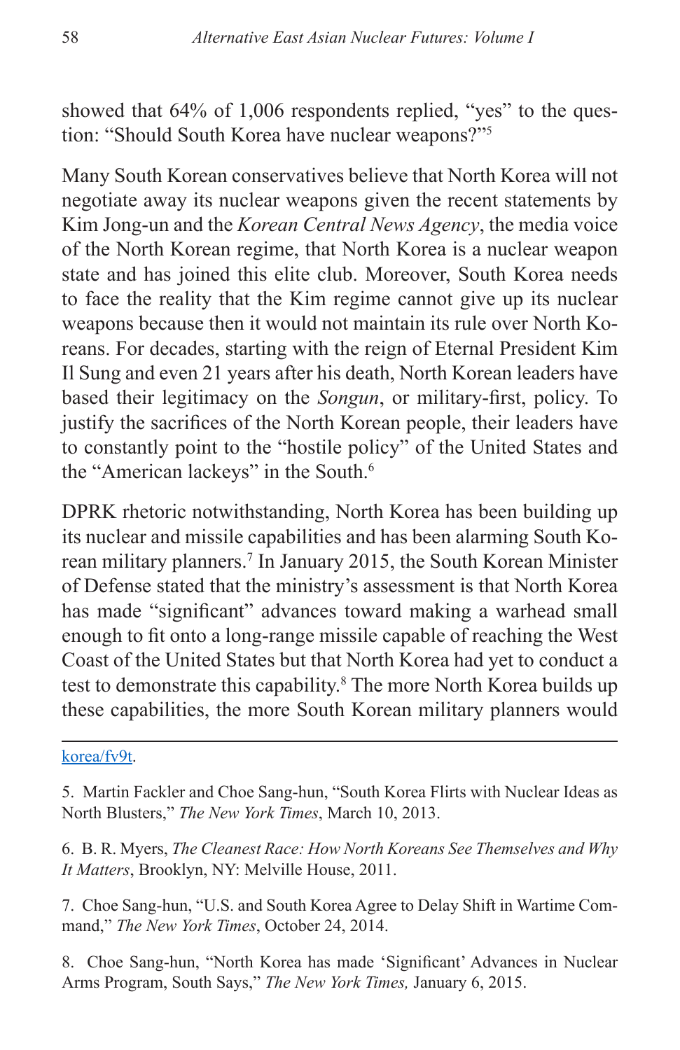showed that 64% of 1,006 respondents replied, "yes" to the question: "Should South Korea have nuclear weapons?"[5]

Many South Korean conservatives believe that North Korea will not negotiate away its nuclear weapons given the recent statements by Kim Jong-un and the *Korean Central News Agency*, the media voice of the North Korean regime, that North Korea is a nuclear weapon state and has joined this elite club. Moreover, South Korea needs to face the reality that the Kim regime cannot give up its nuclear weapons because then it would not maintain its rule over North Koreans. For decades, starting with the reign of Eternal President Kim Il Sung and even 21 years after his death, North Korean leaders have based their legitimacy on the *Songun*, or military-first, policy. To justify the sacrifices of the North Korean people, their leaders have to constantly point to the "hostile policy" of the United States and the "American lackeys" in the South.[6]

DPRK rhetoric notwithstanding, North Korea has been building up its nuclear and missile capabilities and has been alarming South Korean military planners.[7] In January 2015, the South Korean Minister of Defense stated that the ministry's assessment is that North Korea has made "significant" advances toward making a warhead small enough to fit onto a long-range missile capable of reaching the West Coast of the United States but that North Korea had yet to conduct a test to demonstrate this capability.[8] The more North Korea builds up these capabilities, the more South Korean military planners would

---

korea/fv9t.

5. Martin Fackler and Choe Sang-hun, "South Korea Flirts with Nuclear Ideas as North Blusters," *The New York Times*, March 10, 2013.

6. B. R. Myers, *The Cleanest Race: How North Koreans See Themselves and Why It Matters*, Brooklyn, NY: Melville House, 2011.

7. Choe Sang-hun, "U.S. and South Korea Agree to Delay Shift in Wartime Command," *The New York Times*, October 24, 2014.

8. Choe Sang-hun, "North Korea has made 'Significant' Advances in Nuclear Arms Program, South Says," *The New York Times,* January 6, 2015.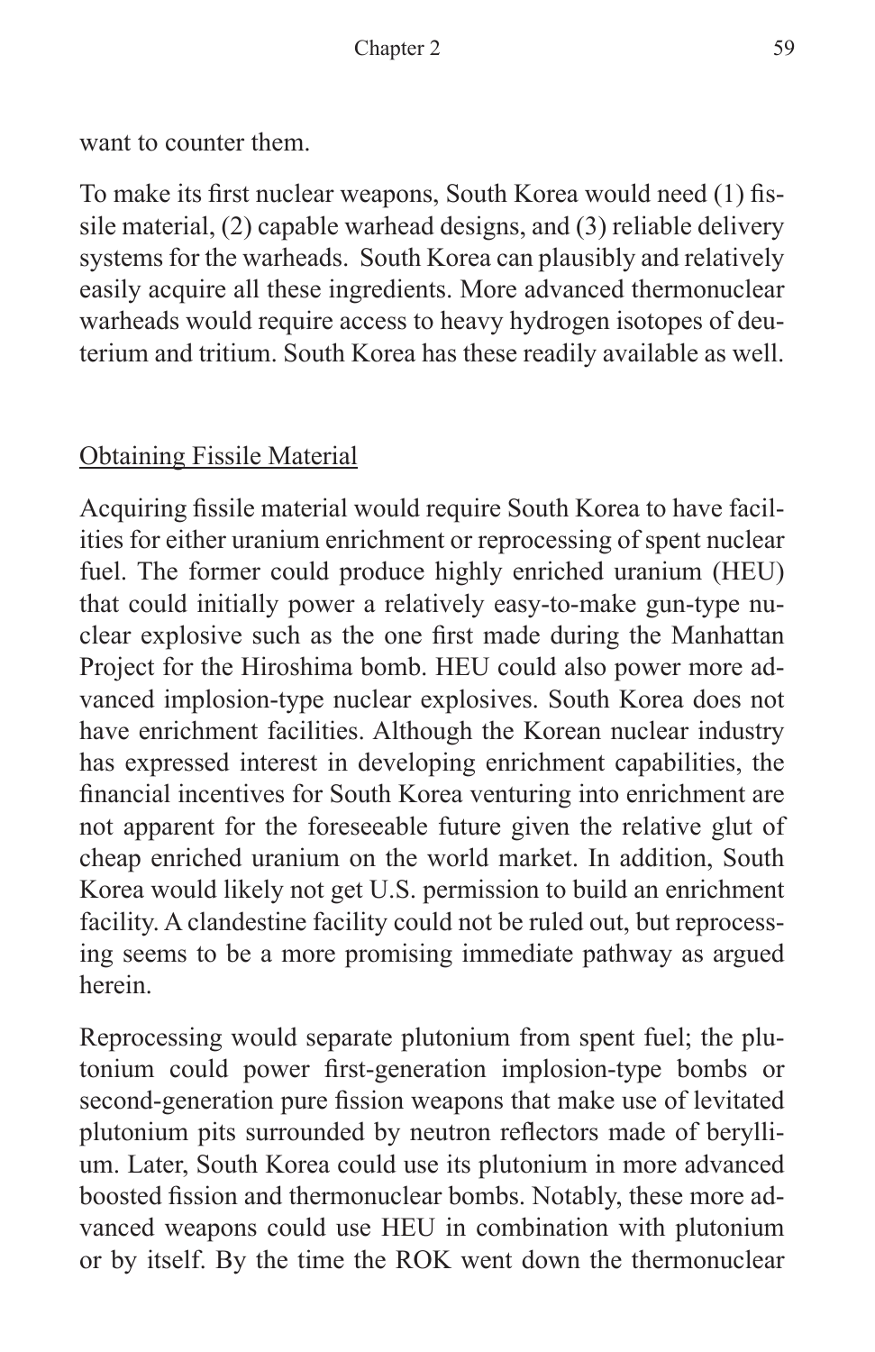want to counter them.

To make its first nuclear weapons, South Korea would need (1) fissile material, (2) capable warhead designs, and (3) reliable delivery systems for the warheads. South Korea can plausibly and relatively easily acquire all these ingredients. More advanced thermonuclear warheads would require access to heavy hydrogen isotopes of deuterium and tritium. South Korea has these readily available as well.

## Obtaining Fissile Material

Acquiring fissile material would require South Korea to have facilities for either uranium enrichment or reprocessing of spent nuclear fuel. The former could produce highly enriched uranium (HEU) that could initially power a relatively easy-to-make gun-type nuclear explosive such as the one first made during the Manhattan Project for the Hiroshima bomb. HEU could also power more advanced implosion-type nuclear explosives. South Korea does not have enrichment facilities. Although the Korean nuclear industry has expressed interest in developing enrichment capabilities, the financial incentives for South Korea venturing into enrichment are not apparent for the foreseeable future given the relative glut of cheap enriched uranium on the world market. In addition, South Korea would likely not get U.S. permission to build an enrichment facility. A clandestine facility could not be ruled out, but reprocessing seems to be a more promising immediate pathway as argued herein.

Reprocessing would separate plutonium from spent fuel; the plutonium could power first-generation implosion-type bombs or second-generation pure fission weapons that make use of levitated plutonium pits surrounded by neutron reflectors made of beryllium. Later, South Korea could use its plutonium in more advanced boosted fission and thermonuclear bombs. Notably, these more advanced weapons could use HEU in combination with plutonium or by itself. By the time the ROK went down the thermonuclear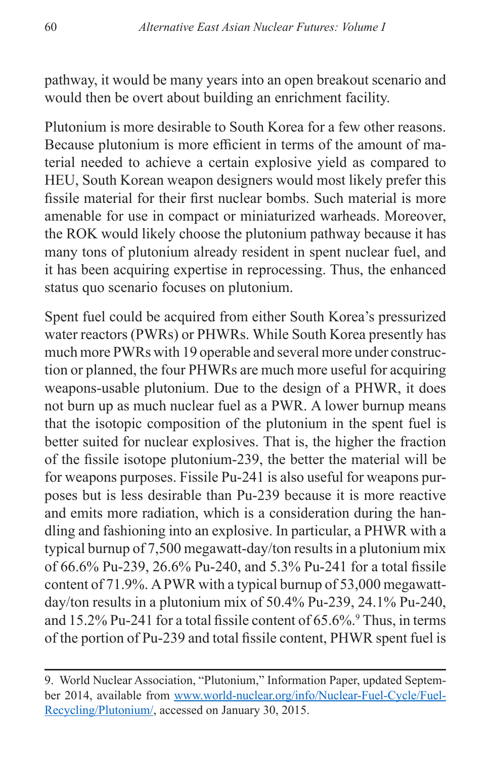pathway, it would be many years into an open breakout scenario and would then be overt about building an enrichment facility.

Plutonium is more desirable to South Korea for a few other reasons. Because plutonium is more efficient in terms of the amount of material needed to achieve a certain explosive yield as compared to HEU, South Korean weapon designers would most likely prefer this fissile material for their first nuclear bombs. Such material is more amenable for use in compact or miniaturized warheads. Moreover, the ROK would likely choose the plutonium pathway because it has many tons of plutonium already resident in spent nuclear fuel, and it has been acquiring expertise in reprocessing. Thus, the enhanced status quo scenario focuses on plutonium.

Spent fuel could be acquired from either South Korea's pressurized water reactors (PWRs) or PHWRs. While South Korea presently has much more PWRs with 19 operable and several more under construction or planned, the four PHWRs are much more useful for acquiring weapons-usable plutonium. Due to the design of a PHWR, it does not burn up as much nuclear fuel as a PWR. A lower burnup means that the isotopic composition of the plutonium in the spent fuel is better suited for nuclear explosives. That is, the higher the fraction of the fissile isotope plutonium-239, the better the material will be for weapons purposes. Fissile Pu-241 is also useful for weapons purposes but is less desirable than Pu-239 because it is more reactive and emits more radiation, which is a consideration during the handling and fashioning into an explosive. In particular, a PHWR with a typical burnup of 7,500 megawatt-day/ton results in a plutonium mix of 66.6% Pu-239, 26.6% Pu-240, and 5.3% Pu-241 for a total fissile content of 71.9%. A PWR with a typical burnup of 53,000 megawatt-day/ton results in a plutonium mix of 50.4% Pu-239, 24.1% Pu-240, and 15.2% Pu-241 for a total fissile content of 65.6%.[9] Thus, in terms of the portion of Pu-239 and total fissile content, PHWR spent fuel is

---

9. World Nuclear Association, "Plutonium," Information Paper, updated September 2014, available from www.world-nuclear.org/info/Nuclear-Fuel-Cycle/Fuel-Recycling/Plutonium/, accessed on January 30, 2015.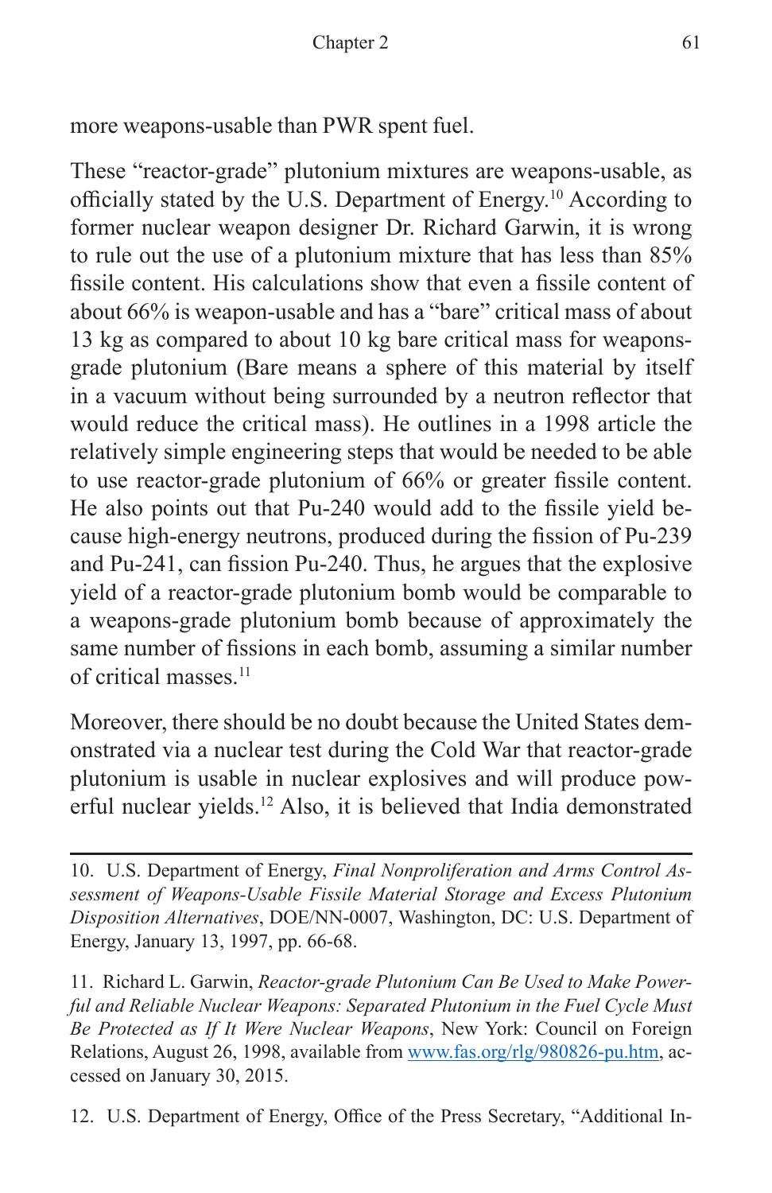more weapons-usable than PWR spent fuel.

These "reactor-grade" plutonium mixtures are weapons-usable, as officially stated by the U.S. Department of Energy.[10] According to former nuclear weapon designer Dr. Richard Garwin, it is wrong to rule out the use of a plutonium mixture that has less than 85% fissile content. His calculations show that even a fissile content of about 66% is weapon-usable and has a "bare" critical mass of about 13 kg as compared to about 10 kg bare critical mass for weapons-grade plutonium (Bare means a sphere of this material by itself in a vacuum without being surrounded by a neutron reflector that would reduce the critical mass). He outlines in a 1998 article the relatively simple engineering steps that would be needed to be able to use reactor-grade plutonium of 66% or greater fissile content. He also points out that Pu-240 would add to the fissile yield because high-energy neutrons, produced during the fission of Pu-239 and Pu-241, can fission Pu-240. Thus, he argues that the explosive yield of a reactor-grade plutonium bomb would be comparable to a weapons-grade plutonium bomb because of approximately the same number of fissions in each bomb, assuming a similar number of critical masses.[11]

Moreover, there should be no doubt because the United States demonstrated via a nuclear test during the Cold War that reactor-grade plutonium is usable in nuclear explosives and will produce powerful nuclear yields.[12] Also, it is believed that India demonstrated

---

10. U.S. Department of Energy, *Final Nonproliferation and Arms Control Assessment of Weapons-Usable Fissile Material Storage and Excess Plutonium Disposition Alternatives*, DOE/NN-0007, Washington, DC: U.S. Department of Energy, January 13, 1997, pp. 66-68.

11. Richard L. Garwin, *Reactor-grade Plutonium Can Be Used to Make Powerful and Reliable Nuclear Weapons: Separated Plutonium in the Fuel Cycle Must Be Protected as If It Were Nuclear Weapons*, New York: Council on Foreign Relations, August 26, 1998, available from www.fas.org/rlg/980826-pu.htm, accessed on January 30, 2015.

12. U.S. Department of Energy, Office of the Press Secretary, "Additional In-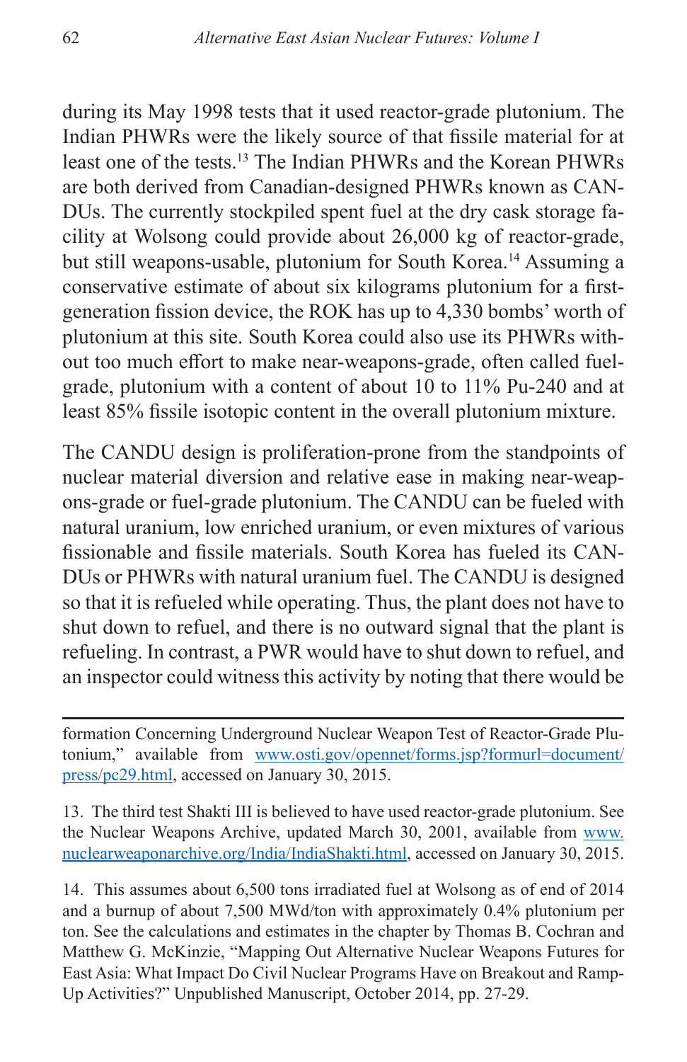during its May 1998 tests that it used reactor-grade plutonium. The Indian PHWRs were the likely source of that fissile material for at least one of the tests.[13] The Indian PHWRs and the Korean PHWRs are both derived from Canadian-designed PHWRs known as CANDUs. The currently stockpiled spent fuel at the dry cask storage facility at Wolsong could provide about 26,000 kg of reactor-grade, but still weapons-usable, plutonium for South Korea.[14] Assuming a conservative estimate of about six kilograms plutonium for a first-generation fission device, the ROK has up to 4,330 bombs' worth of plutonium at this site. South Korea could also use its PHWRs without too much effort to make near-weapons-grade, often called fuel-grade, plutonium with a content of about 10 to 11% Pu-240 and at least 85% fissile isotopic content in the overall plutonium mixture.

The CANDU design is proliferation-prone from the standpoints of nuclear material diversion and relative ease in making near-weapons-grade or fuel-grade plutonium. The CANDU can be fueled with natural uranium, low enriched uranium, or even mixtures of various fissionable and fissile materials. South Korea has fueled its CANDUs or PHWRs with natural uranium fuel. The CANDU is designed so that it is refueled while operating. Thus, the plant does not have to shut down to refuel, and there is no outward signal that the plant is refueling. In contrast, a PWR would have to shut down to refuel, and an inspector could witness this activity by noting that there would be

---

formation Concerning Underground Nuclear Weapon Test of Reactor-Grade Plutonium," available from www.osti.gov/opennet/forms.jsp?formurl=document/press/pc29.html, accessed on January 30, 2015.

13. The third test Shakti III is believed to have used reactor-grade plutonium. See the Nuclear Weapons Archive, updated March 30, 2001, available from www.nuclearweaponarchive.org/India/IndiaShakti.html, accessed on January 30, 2015.

14. This assumes about 6,500 tons irradiated fuel at Wolsong as of end of 2014 and a burnup of about 7,500 MWd/ton with approximately 0.4% plutonium per ton. See the calculations and estimates in the chapter by Thomas B. Cochran and Matthew G. McKinzie, "Mapping Out Alternative Nuclear Weapons Futures for East Asia: What Impact Do Civil Nuclear Programs Have on Breakout and Ramp-Up Activities?" Unpublished Manuscript, October 2014, pp. 27-29.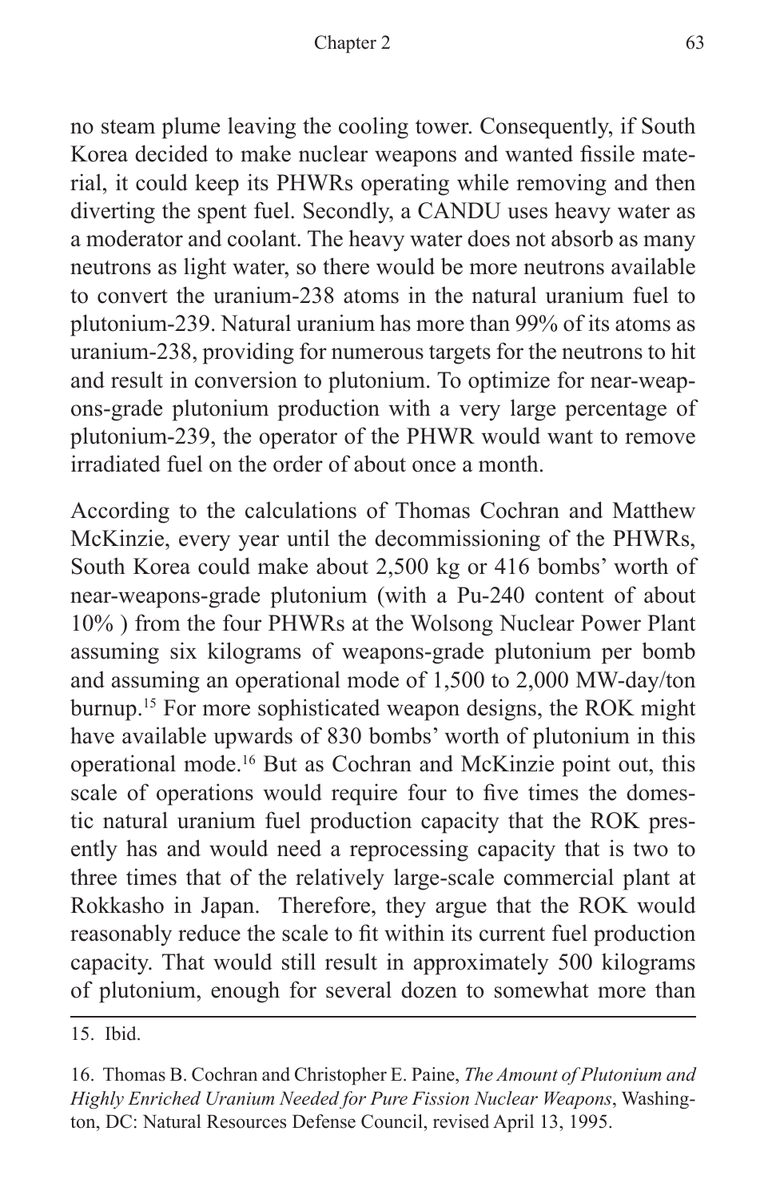no steam plume leaving the cooling tower. Consequently, if South Korea decided to make nuclear weapons and wanted fissile material, it could keep its PHWRs operating while removing and then diverting the spent fuel. Secondly, a CANDU uses heavy water as a moderator and coolant. The heavy water does not absorb as many neutrons as light water, so there would be more neutrons available to convert the uranium-238 atoms in the natural uranium fuel to plutonium-239. Natural uranium has more than 99% of its atoms as uranium-238, providing for numerous targets for the neutrons to hit and result in conversion to plutonium. To optimize for near-weapons-grade plutonium production with a very large percentage of plutonium-239, the operator of the PHWR would want to remove irradiated fuel on the order of about once a month.

According to the calculations of Thomas Cochran and Matthew McKinzie, every year until the decommissioning of the PHWRs, South Korea could make about 2,500 kg or 416 bombs' worth of near-weapons-grade plutonium (with a Pu-240 content of about 10% ) from the four PHWRs at the Wolsong Nuclear Power Plant assuming six kilograms of weapons-grade plutonium per bomb and assuming an operational mode of 1,500 to 2,000 MW-day/ton burnup.[15] For more sophisticated weapon designs, the ROK might have available upwards of 830 bombs' worth of plutonium in this operational mode.[16] But as Cochran and McKinzie point out, this scale of operations would require four to five times the domestic natural uranium fuel production capacity that the ROK presently has and would need a reprocessing capacity that is two to three times that of the relatively large-scale commercial plant at Rokkasho in Japan. Therefore, they argue that the ROK would reasonably reduce the scale to fit within its current fuel production capacity. That would still result in approximately 500 kilograms of plutonium, enough for several dozen to somewhat more than

---

15. Ibid.

16. Thomas B. Cochran and Christopher E. Paine, *The Amount of Plutonium and Highly Enriched Uranium Needed for Pure Fission Nuclear Weapons*, Washington, DC: Natural Resources Defense Council, revised April 13, 1995.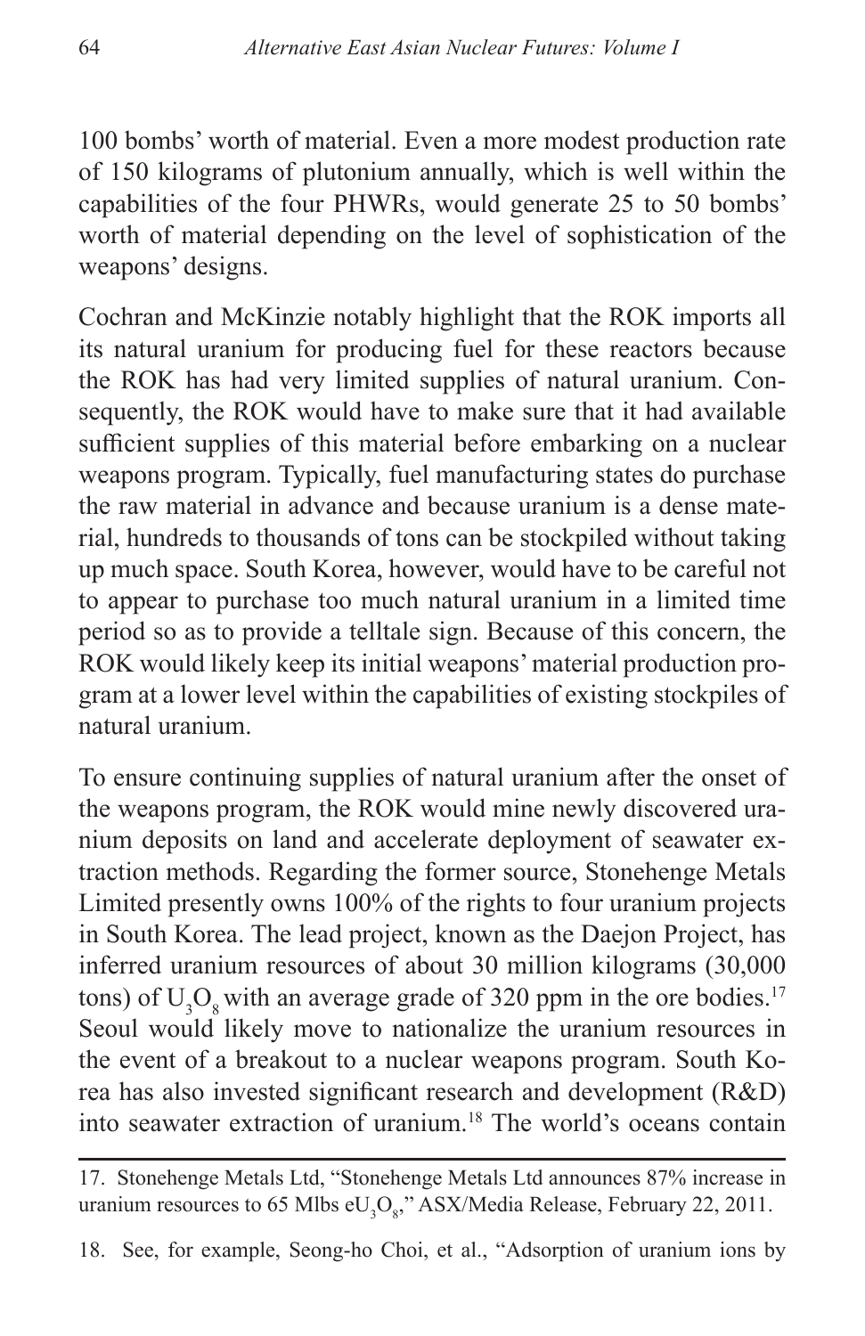100 bombs' worth of material. Even a more modest production rate of 150 kilograms of plutonium annually, which is well within the capabilities of the four PHWRs, would generate 25 to 50 bombs' worth of material depending on the level of sophistication of the weapons' designs.

Cochran and McKinzie notably highlight that the ROK imports all its natural uranium for producing fuel for these reactors because the ROK has had very limited supplies of natural uranium. Consequently, the ROK would have to make sure that it had available sufficient supplies of this material before embarking on a nuclear weapons program. Typically, fuel manufacturing states do purchase the raw material in advance and because uranium is a dense material, hundreds to thousands of tons can be stockpiled without taking up much space. South Korea, however, would have to be careful not to appear to purchase too much natural uranium in a limited time period so as to provide a telltale sign. Because of this concern, the ROK would likely keep its initial weapons' material production program at a lower level within the capabilities of existing stockpiles of natural uranium.

To ensure continuing supplies of natural uranium after the onset of the weapons program, the ROK would mine newly discovered uranium deposits on land and accelerate deployment of seawater extraction methods. Regarding the former source, Stonehenge Metals Limited presently owns 100% of the rights to four uranium projects in South Korea. The lead project, known as the Daejon Project, has inferred uranium resources of about 30 million kilograms (30,000 tons) of $U_3O_8$ with an average grade of 320 ppm in the ore bodies.[17] Seoul would likely move to nationalize the uranium resources in the event of a breakout to a nuclear weapons program. South Korea has also invested significant research and development (R&D) into seawater extraction of uranium.[18] The world's oceans contain

17. Stonehenge Metals Ltd, "Stonehenge Metals Ltd announces 87% increase in uranium resources to 65 Mlbs $eU_3O_8$," ASX/Media Release, February 22, 2011.

18. See, for example, Seong-ho Choi, et al., "Adsorption of uranium ions by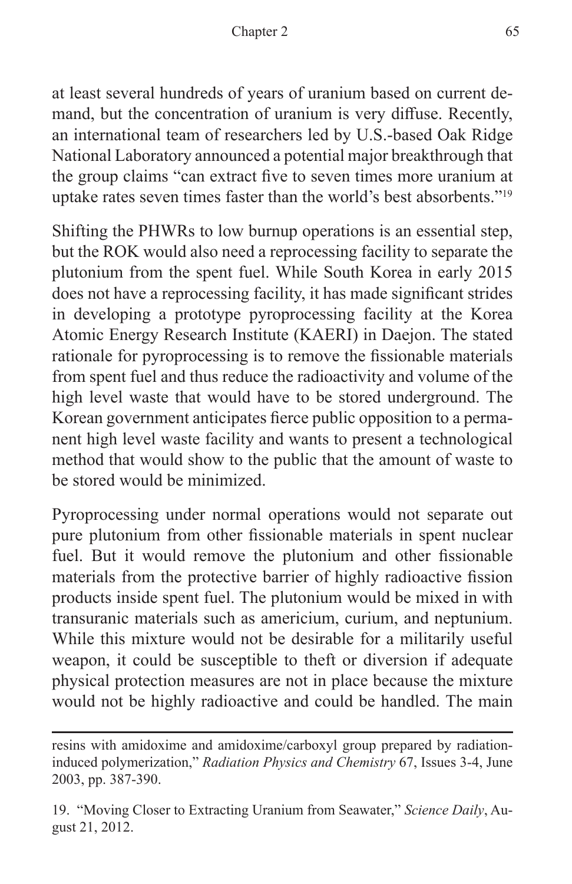at least several hundreds of years of uranium based on current demand, but the concentration of uranium is very diffuse. Recently, an international team of researchers led by U.S.-based Oak Ridge National Laboratory announced a potential major breakthrough that the group claims "can extract five to seven times more uranium at uptake rates seven times faster than the world's best absorbents."[19]

Shifting the PHWRs to low burnup operations is an essential step, but the ROK would also need a reprocessing facility to separate the plutonium from the spent fuel. While South Korea in early 2015 does not have a reprocessing facility, it has made significant strides in developing a prototype pyroprocessing facility at the Korea Atomic Energy Research Institute (KAERI) in Daejon. The stated rationale for pyroprocessing is to remove the fissionable materials from spent fuel and thus reduce the radioactivity and volume of the high level waste that would have to be stored underground. The Korean government anticipates fierce public opposition to a permanent high level waste facility and wants to present a technological method that would show to the public that the amount of waste to be stored would be minimized.

Pyroprocessing under normal operations would not separate out pure plutonium from other fissionable materials in spent nuclear fuel. But it would remove the plutonium and other fissionable materials from the protective barrier of highly radioactive fission products inside spent fuel. The plutonium would be mixed in with transuranic materials such as americium, curium, and neptunium. While this mixture would not be desirable for a militarily useful weapon, it could be susceptible to theft or diversion if adequate physical protection measures are not in place because the mixture would not be highly radioactive and could be handled. The main

---

resins with amidoxime and amidoxime/carboxyl group prepared by radiation-induced polymerization," *Radiation Physics and Chemistry* 67, Issues 3-4, June 2003, pp. 387-390.

19. "Moving Closer to Extracting Uranium from Seawater," *Science Daily*, August 21, 2012.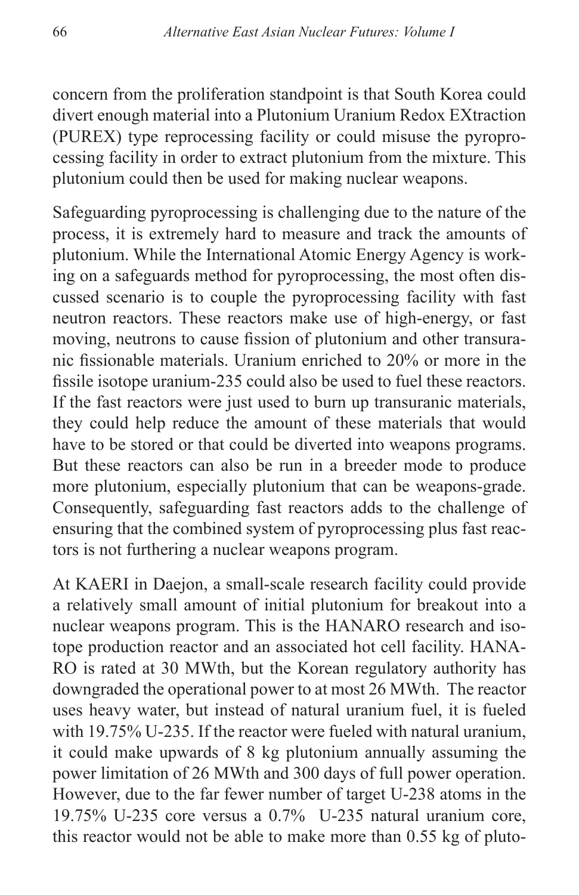concern from the proliferation standpoint is that South Korea could divert enough material into a Plutonium Uranium Redox EXtraction (PUREX) type reprocessing facility or could misuse the pyroprocessing facility in order to extract plutonium from the mixture. This plutonium could then be used for making nuclear weapons.

Safeguarding pyroprocessing is challenging due to the nature of the process, it is extremely hard to measure and track the amounts of plutonium. While the International Atomic Energy Agency is working on a safeguards method for pyroprocessing, the most often discussed scenario is to couple the pyroprocessing facility with fast neutron reactors. These reactors make use of high-energy, or fast moving, neutrons to cause fission of plutonium and other transuranic fissionable materials. Uranium enriched to 20% or more in the fissile isotope uranium-235 could also be used to fuel these reactors. If the fast reactors were just used to burn up transuranic materials, they could help reduce the amount of these materials that would have to be stored or that could be diverted into weapons programs. But these reactors can also be run in a breeder mode to produce more plutonium, especially plutonium that can be weapons-grade. Consequently, safeguarding fast reactors adds to the challenge of ensuring that the combined system of pyroprocessing plus fast reactors is not furthering a nuclear weapons program.

At KAERI in Daejon, a small-scale research facility could provide a relatively small amount of initial plutonium for breakout into a nuclear weapons program. This is the HANARO research and isotope production reactor and an associated hot cell facility. HANARO is rated at 30 MWth, but the Korean regulatory authority has downgraded the operational power to at most 26 MWth. The reactor uses heavy water, but instead of natural uranium fuel, it is fueled with 19.75% U-235. If the reactor were fueled with natural uranium, it could make upwards of 8 kg plutonium annually assuming the power limitation of 26 MWth and 300 days of full power operation. However, due to the far fewer number of target U-238 atoms in the 19.75% U-235 core versus a 0.7% U-235 natural uranium core, this reactor would not be able to make more than 0.55 kg of pluto-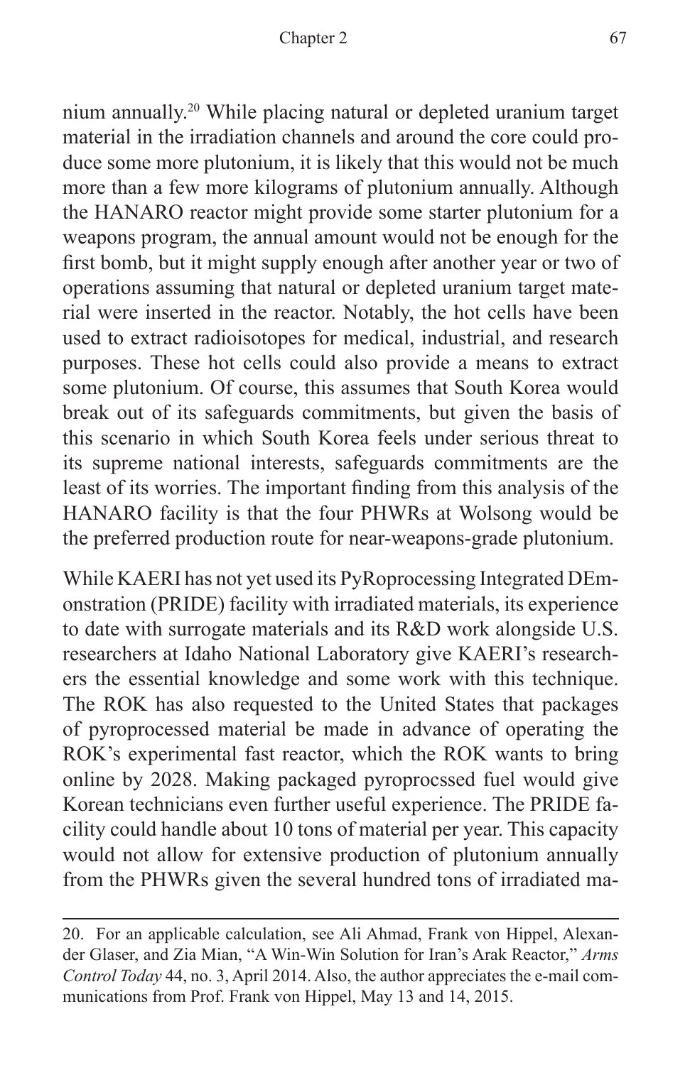nium annually.[20] While placing natural or depleted uranium target material in the irradiation channels and around the core could produce some more plutonium, it is likely that this would not be much more than a few more kilograms of plutonium annually. Although the HANARO reactor might provide some starter plutonium for a weapons program, the annual amount would not be enough for the first bomb, but it might supply enough after another year or two of operations assuming that natural or depleted uranium target material were inserted in the reactor. Notably, the hot cells have been used to extract radioisotopes for medical, industrial, and research purposes. These hot cells could also provide a means to extract some plutonium. Of course, this assumes that South Korea would break out of its safeguards commitments, but given the basis of this scenario in which South Korea feels under serious threat to its supreme national interests, safeguards commitments are the least of its worries. The important finding from this analysis of the HANARO facility is that the four PHWRs at Wolsong would be the preferred production route for near-weapons-grade plutonium.

While KAERI has not yet used its PyRoprocessing Integrated DEmonstration (PRIDE) facility with irradiated materials, its experience to date with surrogate materials and its R&D work alongside U.S. researchers at Idaho National Laboratory give KAERI's researchers the essential knowledge and some work with this technique. The ROK has also requested to the United States that packages of pyroprocessed material be made in advance of operating the ROK's experimental fast reactor, which the ROK wants to bring online by 2028. Making packaged pyroprocssed fuel would give Korean technicians even further useful experience. The PRIDE facility could handle about 10 tons of material per year. This capacity would not allow for extensive production of plutonium annually from the PHWRs given the several hundred tons of irradiated ma-

20. For an applicable calculation, see Ali Ahmad, Frank von Hippel, Alexander Glaser, and Zia Mian, "A Win-Win Solution for Iran's Arak Reactor," *Arms Control Today* 44, no. 3, April 2014. Also, the author appreciates the e-mail communications from Prof. Frank von Hippel, May 13 and 14, 2015.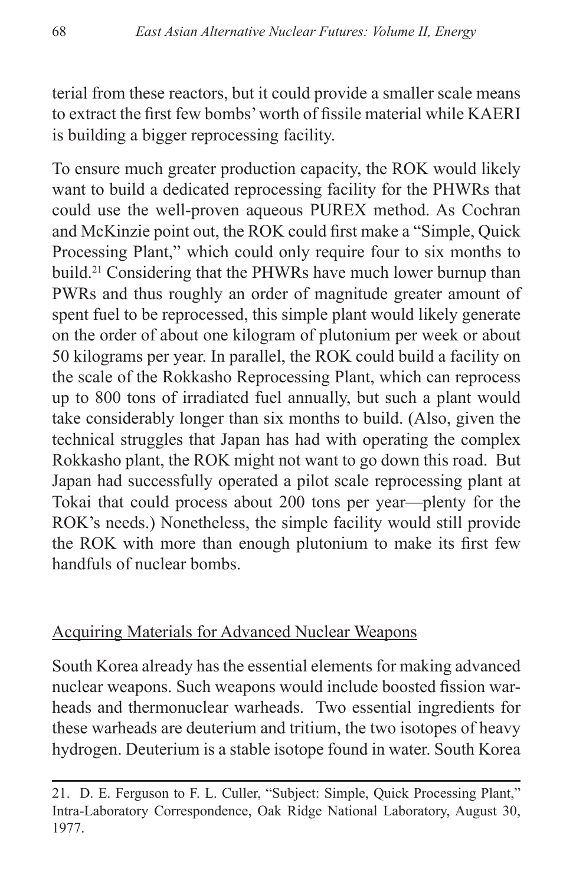terial from these reactors, but it could provide a smaller scale means to extract the first few bombs' worth of fissile material while KAERI is building a bigger reprocessing facility.

To ensure much greater production capacity, the ROK would likely want to build a dedicated reprocessing facility for the PHWRs that could use the well-proven aqueous PUREX method. As Cochran and McKinzie point out, the ROK could first make a "Simple, Quick Processing Plant," which could only require four to six months to build.[21] Considering that the PHWRs have much lower burnup than PWRs and thus roughly an order of magnitude greater amount of spent fuel to be reprocessed, this simple plant would likely generate on the order of about one kilogram of plutonium per week or about 50 kilograms per year. In parallel, the ROK could build a facility on the scale of the Rokkasho Reprocessing Plant, which can reprocess up to 800 tons of irradiated fuel annually, but such a plant would take considerably longer than six months to build. (Also, given the technical struggles that Japan has had with operating the complex Rokkasho plant, the ROK might not want to go down this road. But Japan had successfully operated a pilot scale reprocessing plant at Tokai that could process about 200 tons per year—plenty for the ROK's needs.) Nonetheless, the simple facility would still provide the ROK with more than enough plutonium to make its first few handfuls of nuclear bombs.

## Acquiring Materials for Advanced Nuclear Weapons

South Korea already has the essential elements for making advanced nuclear weapons. Such weapons would include boosted fission warheads and thermonuclear warheads. Two essential ingredients for these warheads are deuterium and tritium, the two isotopes of heavy hydrogen. Deuterium is a stable isotope found in water. South Korea

---

21. D. E. Ferguson to F. L. Culler, "Subject: Simple, Quick Processing Plant," Intra-Laboratory Correspondence, Oak Ridge National Laboratory, August 30, 1977.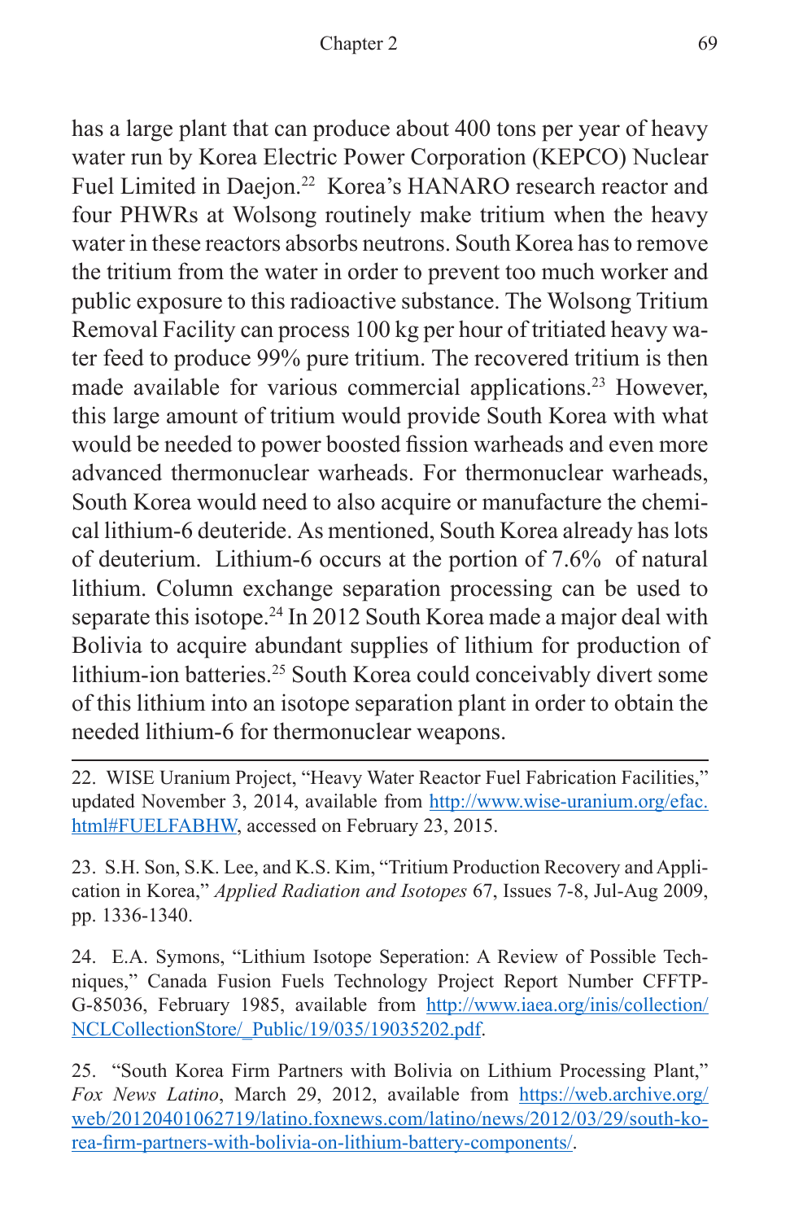has a large plant that can produce about 400 tons per year of heavy water run by Korea Electric Power Corporation (KEPCO) Nuclear Fuel Limited in Daejon.[22] Korea's HANARO research reactor and four PHWRs at Wolsong routinely make tritium when the heavy water in these reactors absorbs neutrons. South Korea has to remove the tritium from the water in order to prevent too much worker and public exposure to this radioactive substance. The Wolsong Tritium Removal Facility can process 100 kg per hour of tritiated heavy water feed to produce 99% pure tritium. The recovered tritium is then made available for various commercial applications.[23] However, this large amount of tritium would provide South Korea with what would be needed to power boosted fission warheads and even more advanced thermonuclear warheads. For thermonuclear warheads, South Korea would need to also acquire or manufacture the chemical lithium-6 deuteride. As mentioned, South Korea already has lots of deuterium. Lithium-6 occurs at the portion of 7.6% of natural lithium. Column exchange separation processing can be used to separate this isotope.[24] In 2012 South Korea made a major deal with Bolivia to acquire abundant supplies of lithium for production of lithium-ion batteries.[25] South Korea could conceivably divert some of this lithium into an isotope separation plant in order to obtain the needed lithium-6 for thermonuclear weapons.

---

22. WISE Uranium Project, "Heavy Water Reactor Fuel Fabrication Facilities," updated November 3, 2014, available from http://www.wise-uranium.org/efac.html#FUELFABHW, accessed on February 23, 2015.

23. S.H. Son, S.K. Lee, and K.S. Kim, "Tritium Production Recovery and Application in Korea," *Applied Radiation and Isotopes* 67, Issues 7-8, Jul-Aug 2009, pp. 1336-1340.

24. E.A. Symons, "Lithium Isotope Seperation: A Review of Possible Techniques," Canada Fusion Fuels Technology Project Report Number CFFTP-G-85036, February 1985, available from http://www.iaea.org/inis/collection/NCLCollectionStore/_Public/19/035/19035202.pdf.

25. "South Korea Firm Partners with Bolivia on Lithium Processing Plant," *Fox News Latino*, March 29, 2012, available from https://web.archive.org/web/20120401062719/latino.foxnews.com/latino/news/2012/03/29/south-korea-firm-partners-with-bolivia-on-lithium-battery-components/.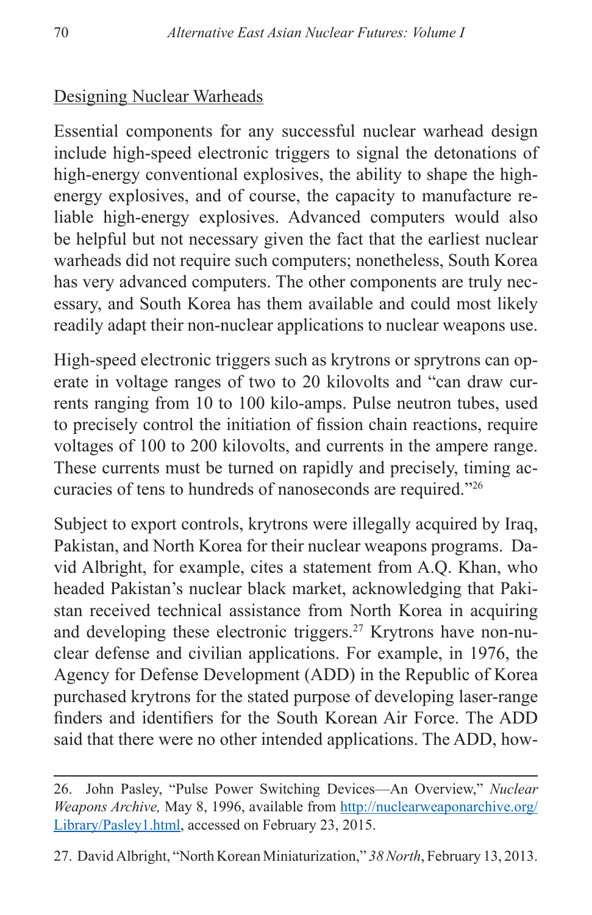Designing Nuclear Warheads

Essential components for any successful nuclear warhead design include high-speed electronic triggers to signal the detonations of high-energy conventional explosives, the ability to shape the high-energy explosives, and of course, the capacity to manufacture reliable high-energy explosives. Advanced computers would also be helpful but not necessary given the fact that the earliest nuclear warheads did not require such computers; nonetheless, South Korea has very advanced computers. The other components are truly necessary, and South Korea has them available and could most likely readily adapt their non-nuclear applications to nuclear weapons use.

High-speed electronic triggers such as krytrons or sprytrons can operate in voltage ranges of two to 20 kilovolts and "can draw currents ranging from 10 to 100 kilo-amps. Pulse neutron tubes, used to precisely control the initiation of fission chain reactions, require voltages of 100 to 200 kilovolts, and currents in the ampere range. These currents must be turned on rapidly and precisely, timing accuracies of tens to hundreds of nanoseconds are required."[26]

Subject to export controls, krytrons were illegally acquired by Iraq, Pakistan, and North Korea for their nuclear weapons programs. David Albright, for example, cites a statement from A.Q. Khan, who headed Pakistan's nuclear black market, acknowledging that Pakistan received technical assistance from North Korea in acquiring and developing these electronic triggers.[27] Krytrons have non-nuclear defense and civilian applications. For example, in 1976, the Agency for Defense Development (ADD) in the Republic of Korea purchased krytrons for the stated purpose of developing laser-range finders and identifiers for the South Korean Air Force. The ADD said that there were no other intended applications. The ADD, how-

---

26. John Pasley, "Pulse Power Switching Devices—An Overview," *Nuclear Weapons Archive,* May 8, 1996, available from http://nuclearweaponarchive.org/Library/Pasley1.html, accessed on February 23, 2015.

27. David Albright, "North Korean Miniaturization," *38 North*, February 13, 2013.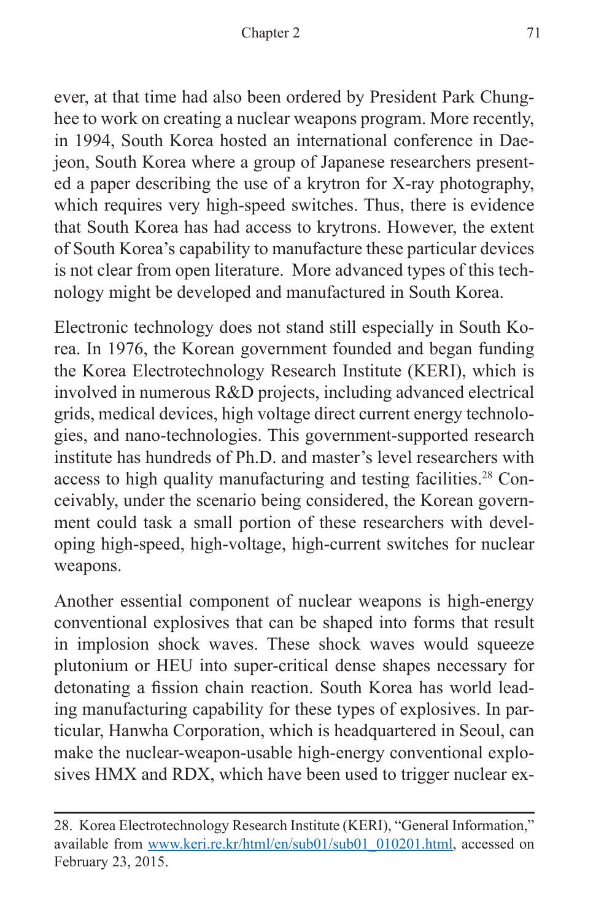ever, at that time had also been ordered by President Park Chung-hee to work on creating a nuclear weapons program. More recently, in 1994, South Korea hosted an international conference in Daejeon, South Korea where a group of Japanese researchers presented a paper describing the use of a krytron for X-ray photography, which requires very high-speed switches. Thus, there is evidence that South Korea has had access to krytrons. However, the extent of South Korea's capability to manufacture these particular devices is not clear from open literature. More advanced types of this technology might be developed and manufactured in South Korea.

Electronic technology does not stand still especially in South Korea. In 1976, the Korean government founded and began funding the Korea Electrotechnology Research Institute (KERI), which is involved in numerous R&D projects, including advanced electrical grids, medical devices, high voltage direct current energy technologies, and nano-technologies. This government-supported research institute has hundreds of Ph.D. and master's level researchers with access to high quality manufacturing and testing facilities.[28] Conceivably, under the scenario being considered, the Korean government could task a small portion of these researchers with developing high-speed, high-voltage, high-current switches for nuclear weapons.

Another essential component of nuclear weapons is high-energy conventional explosives that can be shaped into forms that result in implosion shock waves. These shock waves would squeeze plutonium or HEU into super-critical dense shapes necessary for detonating a fission chain reaction. South Korea has world leading manufacturing capability for these types of explosives. In particular, Hanwha Corporation, which is headquartered in Seoul, can make the nuclear-weapon-usable high-energy conventional explosives HMX and RDX, which have been used to trigger nuclear ex-

---

28. Korea Electrotechnology Research Institute (KERI), "General Information," available from www.keri.re.kr/html/en/sub01/sub01_010201.html, accessed on February 23, 2015.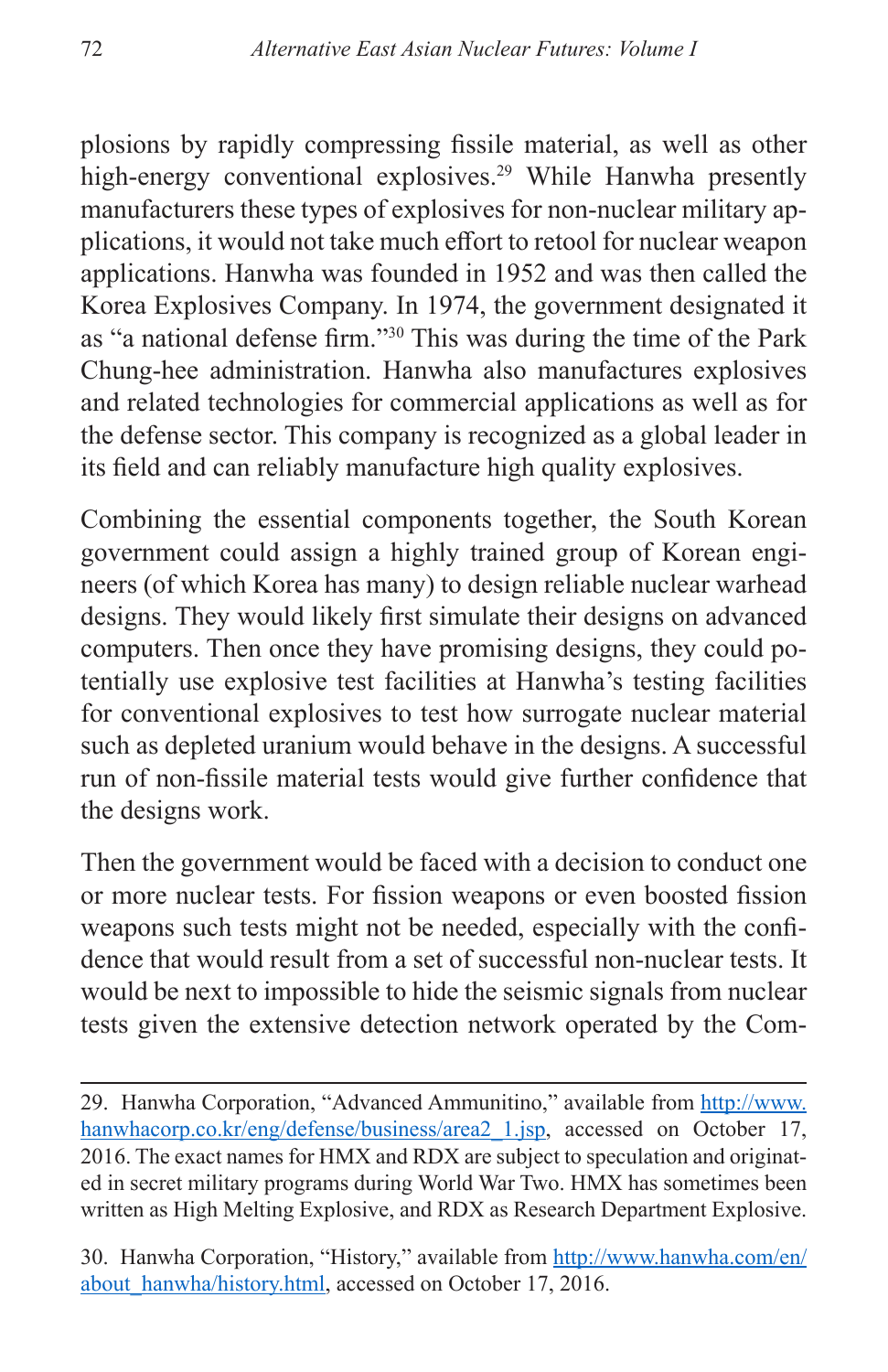plosions by rapidly compressing fissile material, as well as other high-energy conventional explosives.[29] While Hanwha presently manufacturers these types of explosives for non-nuclear military applications, it would not take much effort to retool for nuclear weapon applications. Hanwha was founded in 1952 and was then called the Korea Explosives Company. In 1974, the government designated it as "a national defense firm."[30] This was during the time of the Park Chung-hee administration. Hanwha also manufactures explosives and related technologies for commercial applications as well as for the defense sector. This company is recognized as a global leader in its field and can reliably manufacture high quality explosives.

Combining the essential components together, the South Korean government could assign a highly trained group of Korean engineers (of which Korea has many) to design reliable nuclear warhead designs. They would likely first simulate their designs on advanced computers. Then once they have promising designs, they could potentially use explosive test facilities at Hanwha's testing facilities for conventional explosives to test how surrogate nuclear material such as depleted uranium would behave in the designs. A successful run of non-fissile material tests would give further confidence that the designs work.

Then the government would be faced with a decision to conduct one or more nuclear tests. For fission weapons or even boosted fission weapons such tests might not be needed, especially with the confidence that would result from a set of successful non-nuclear tests. It would be next to impossible to hide the seismic signals from nuclear tests given the extensive detection network operated by the Com-

---

29. Hanwha Corporation, "Advanced Ammunitino," available from http://www.hanwhacorp.co.kr/eng/defense/business/area2_1.jsp, accessed on October 17, 2016. The exact names for HMX and RDX are subject to speculation and originated in secret military programs during World War Two. HMX has sometimes been written as High Melting Explosive, and RDX as Research Department Explosive.

30. Hanwha Corporation, "History," available from http://www.hanwha.com/en/about_hanwha/history.html, accessed on October 17, 2016.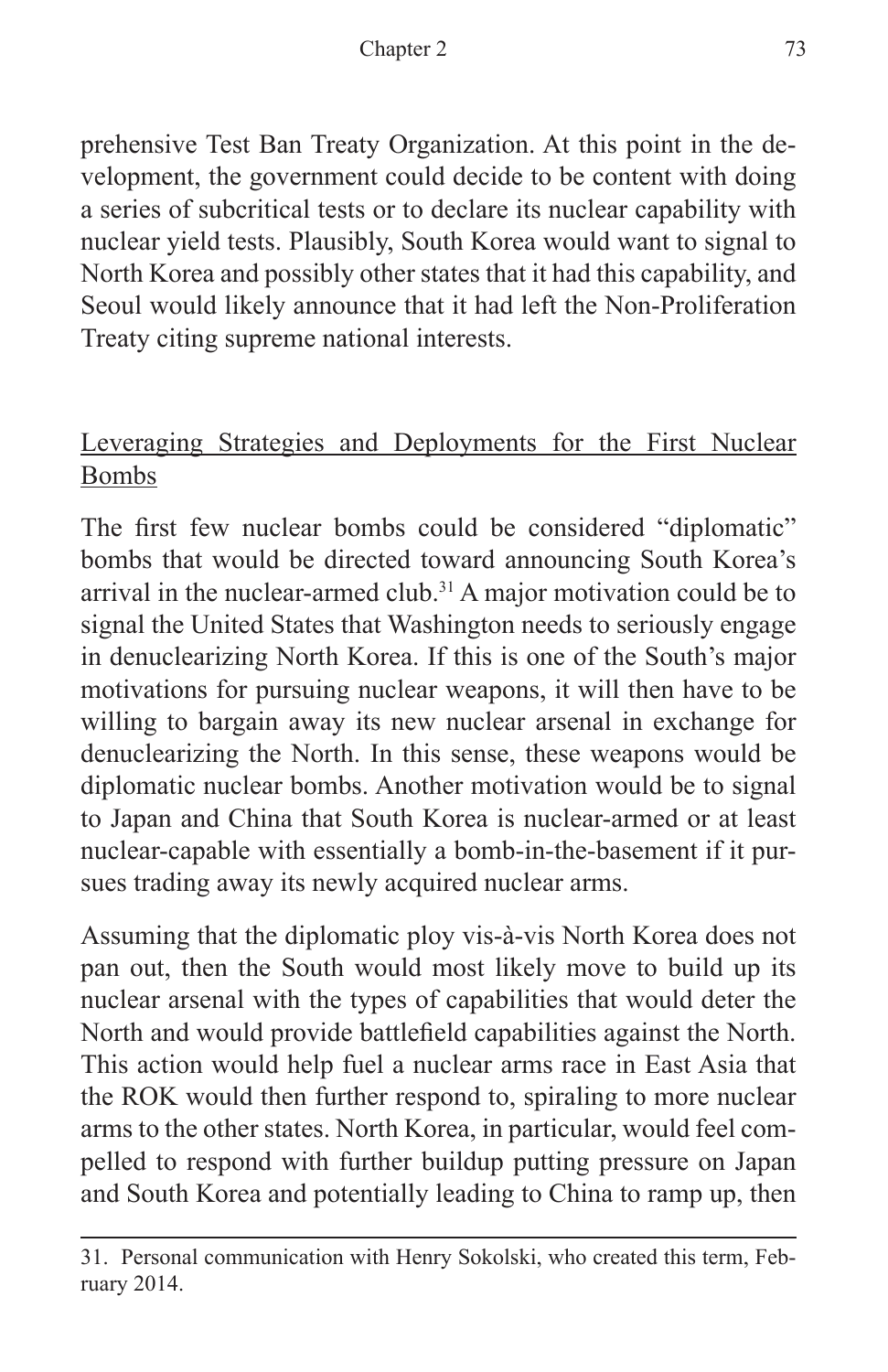prehensive Test Ban Treaty Organization. At this point in the development, the government could decide to be content with doing a series of subcritical tests or to declare its nuclear capability with nuclear yield tests. Plausibly, South Korea would want to signal to North Korea and possibly other states that it had this capability, and Seoul would likely announce that it had left the Non-Proliferation Treaty citing supreme national interests.

<u>Leveraging Strategies and Deployments for the First Nuclear Bombs</u>

The first few nuclear bombs could be considered "diplomatic" bombs that would be directed toward announcing South Korea's arrival in the nuclear-armed club.[31] A major motivation could be to signal the United States that Washington needs to seriously engage in denuclearizing North Korea. If this is one of the South's major motivations for pursuing nuclear weapons, it will then have to be willing to bargain away its new nuclear arsenal in exchange for denuclearizing the North. In this sense, these weapons would be diplomatic nuclear bombs. Another motivation would be to signal to Japan and China that South Korea is nuclear-armed or at least nuclear-capable with essentially a bomb-in-the-basement if it pursues trading away its newly acquired nuclear arms.

Assuming that the diplomatic ploy vis-à-vis North Korea does not pan out, then the South would most likely move to build up its nuclear arsenal with the types of capabilities that would deter the North and would provide battlefield capabilities against the North. This action would help fuel a nuclear arms race in East Asia that the ROK would then further respond to, spiraling to more nuclear arms to the other states. North Korea, in particular, would feel compelled to respond with further buildup putting pressure on Japan and South Korea and potentially leading to China to ramp up, then

31. Personal communication with Henry Sokolski, who created this term, February 2014.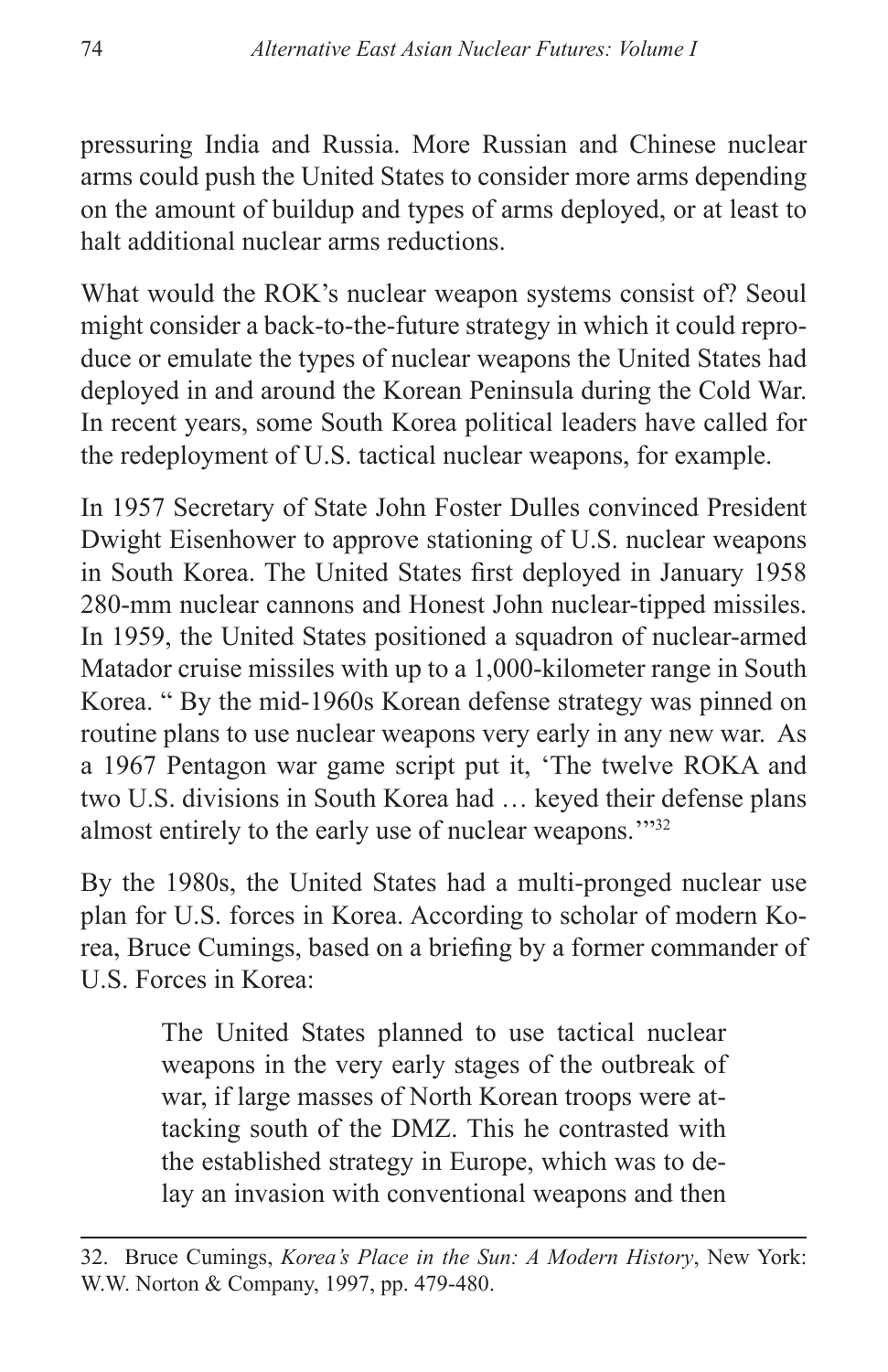pressuring India and Russia. More Russian and Chinese nuclear arms could push the United States to consider more arms depending on the amount of buildup and types of arms deployed, or at least to halt additional nuclear arms reductions.

What would the ROK's nuclear weapon systems consist of? Seoul might consider a back-to-the-future strategy in which it could reproduce or emulate the types of nuclear weapons the United States had deployed in and around the Korean Peninsula during the Cold War. In recent years, some South Korea political leaders have called for the redeployment of U.S. tactical nuclear weapons, for example.

In 1957 Secretary of State John Foster Dulles convinced President Dwight Eisenhower to approve stationing of U.S. nuclear weapons in South Korea. The United States first deployed in January 1958 280-mm nuclear cannons and Honest John nuclear-tipped missiles. In 1959, the United States positioned a squadron of nuclear-armed Matador cruise missiles with up to a 1,000-kilometer range in South Korea. " By the mid-1960s Korean defense strategy was pinned on routine plans to use nuclear weapons very early in any new war. As a 1967 Pentagon war game script put it, 'The twelve ROKA and two U.S. divisions in South Korea had … keyed their defense plans almost entirely to the early use of nuclear weapons.'"[32]

By the 1980s, the United States had a multi-pronged nuclear use plan for U.S. forces in Korea. According to scholar of modern Korea, Bruce Cumings, based on a briefing by a former commander of U.S. Forces in Korea:

> The United States planned to use tactical nuclear weapons in the very early stages of the outbreak of war, if large masses of North Korean troops were attacking south of the DMZ. This he contrasted with the established strategy in Europe, which was to delay an invasion with conventional weapons and then

---

32. Bruce Cumings, *Korea's Place in the Sun: A Modern History*, New York: W.W. Norton & Company, 1997, pp. 479-480.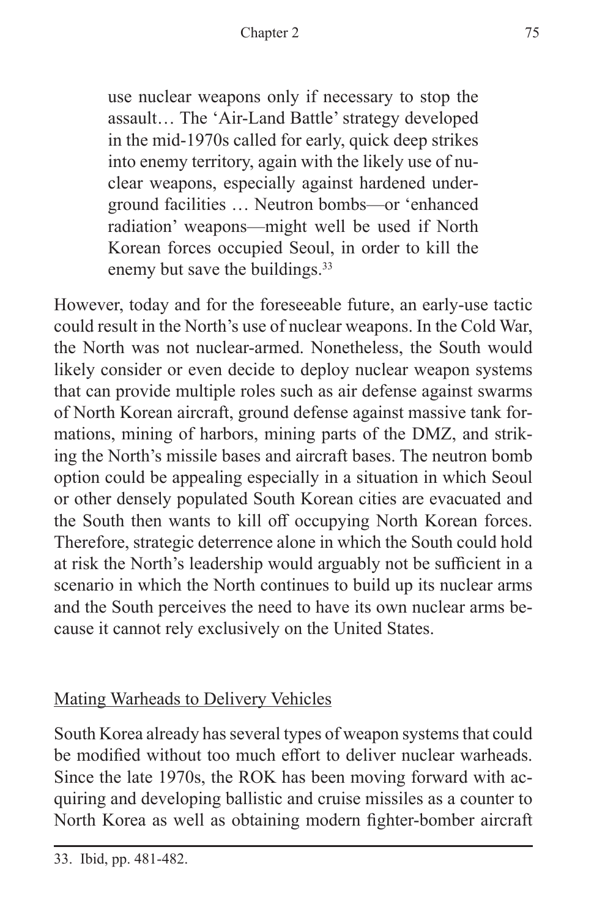> use nuclear weapons only if necessary to stop the assault… The 'Air-Land Battle' strategy developed in the mid-1970s called for early, quick deep strikes into enemy territory, again with the likely use of nuclear weapons, especially against hardened underground facilities … Neutron bombs—or 'enhanced radiation' weapons—might well be used if North Korean forces occupied Seoul, in order to kill the enemy but save the buildings.[33]

However, today and for the foreseeable future, an early-use tactic could result in the North's use of nuclear weapons. In the Cold War, the North was not nuclear-armed. Nonetheless, the South would likely consider or even decide to deploy nuclear weapon systems that can provide multiple roles such as air defense against swarms of North Korean aircraft, ground defense against massive tank formations, mining of harbors, mining parts of the DMZ, and striking the North's missile bases and aircraft bases. The neutron bomb option could be appealing especially in a situation in which Seoul or other densely populated South Korean cities are evacuated and the South then wants to kill off occupying North Korean forces. Therefore, strategic deterrence alone in which the South could hold at risk the North's leadership would arguably not be sufficient in a scenario in which the North continues to build up its nuclear arms and the South perceives the need to have its own nuclear arms because it cannot rely exclusively on the United States.

## Mating Warheads to Delivery Vehicles

South Korea already has several types of weapon systems that could be modified without too much effort to deliver nuclear warheads. Since the late 1970s, the ROK has been moving forward with acquiring and developing ballistic and cruise missiles as a counter to North Korea as well as obtaining modern fighter-bomber aircraft

---

33. Ibid, pp. 481-482.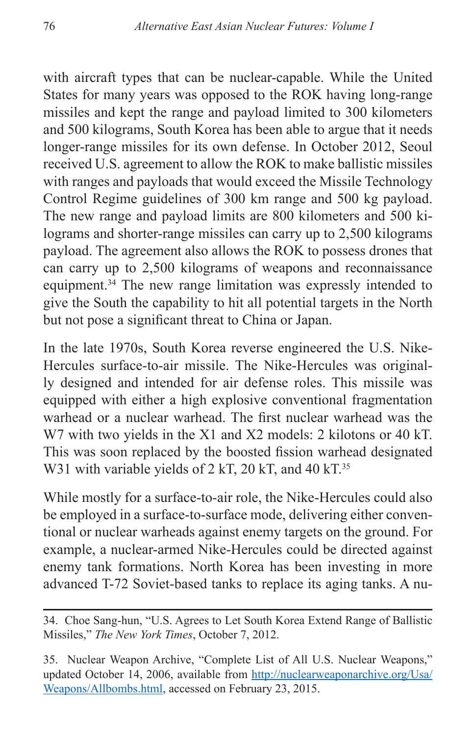with aircraft types that can be nuclear-capable. While the United States for many years was opposed to the ROK having long-range missiles and kept the range and payload limited to 300 kilometers and 500 kilograms, South Korea has been able to argue that it needs longer-range missiles for its own defense. In October 2012, Seoul received U.S. agreement to allow the ROK to make ballistic missiles with ranges and payloads that would exceed the Missile Technology Control Regime guidelines of 300 km range and 500 kg payload. The new range and payload limits are 800 kilometers and 500 kilograms and shorter-range missiles can carry up to 2,500 kilograms payload. The agreement also allows the ROK to possess drones that can carry up to 2,500 kilograms of weapons and reconnaissance equipment.[34] The new range limitation was expressly intended to give the South the capability to hit all potential targets in the North but not pose a significant threat to China or Japan.

In the late 1970s, South Korea reverse engineered the U.S. Nike-Hercules surface-to-air missile. The Nike-Hercules was originally designed and intended for air defense roles. This missile was equipped with either a high explosive conventional fragmentation warhead or a nuclear warhead. The first nuclear warhead was the W7 with two yields in the X1 and X2 models: 2 kilotons or 40 kT. This was soon replaced by the boosted fission warhead designated W31 with variable yields of 2 kT, 20 kT, and 40 kT.[35]

While mostly for a surface-to-air role, the Nike-Hercules could also be employed in a surface-to-surface mode, delivering either conventional or nuclear warheads against enemy targets on the ground. For example, a nuclear-armed Nike-Hercules could be directed against enemy tank formations. North Korea has been investing in more advanced T-72 Soviet-based tanks to replace its aging tanks. A nu-

---

34. Choe Sang-hun, "U.S. Agrees to Let South Korea Extend Range of Ballistic Missiles," *The New York Times*, October 7, 2012.

35. Nuclear Weapon Archive, "Complete List of All U.S. Nuclear Weapons," updated October 14, 2006, available from http://nuclearweaponarchive.org/Usa/Weapons/Allbombs.html, accessed on February 23, 2015.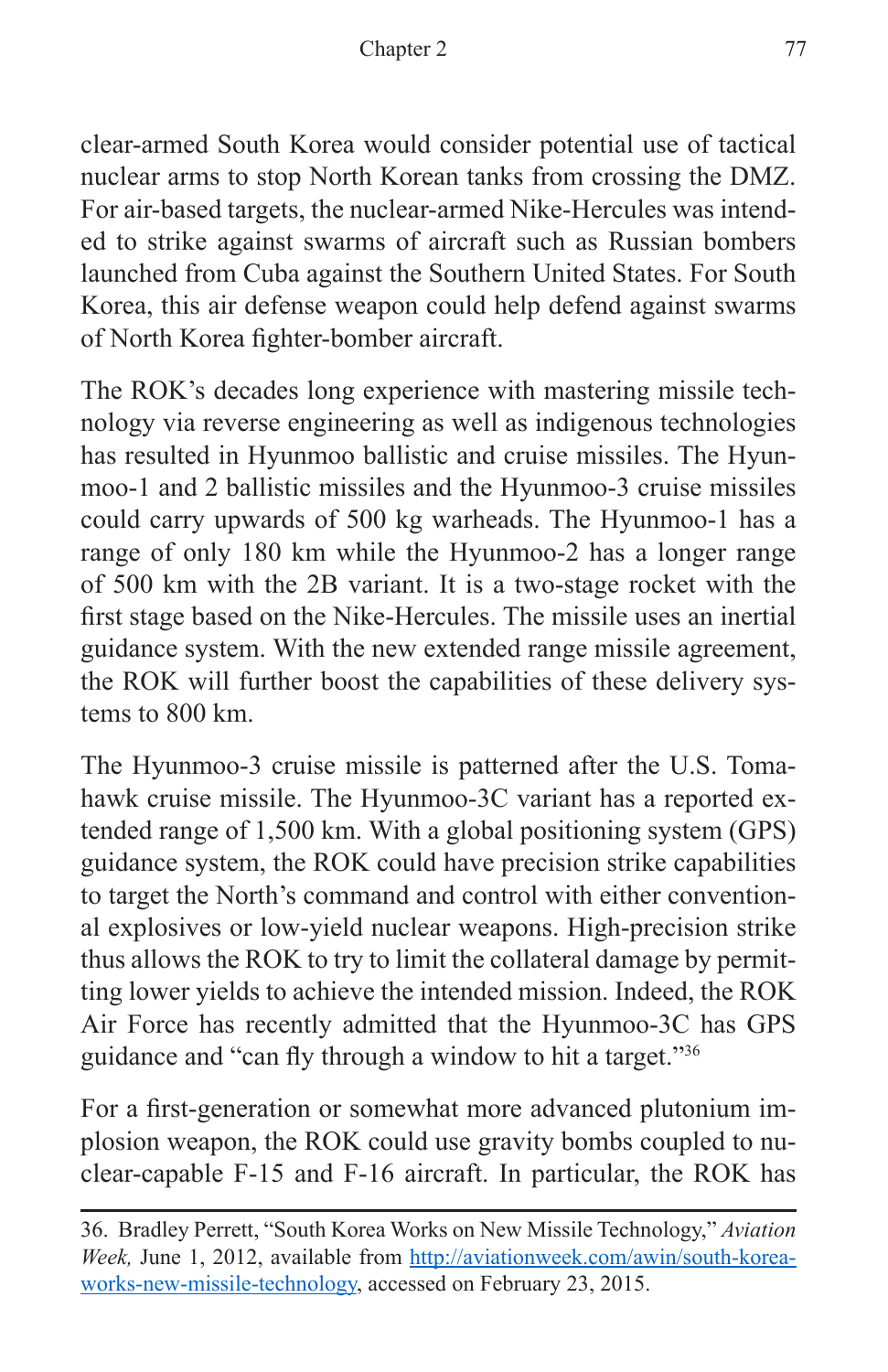clear-armed South Korea would consider potential use of tactical nuclear arms to stop North Korean tanks from crossing the DMZ. For air-based targets, the nuclear-armed Nike-Hercules was intended to strike against swarms of aircraft such as Russian bombers launched from Cuba against the Southern United States. For South Korea, this air defense weapon could help defend against swarms of North Korea fighter-bomber aircraft.

The ROK's decades long experience with mastering missile technology via reverse engineering as well as indigenous technologies has resulted in Hyunmoo ballistic and cruise missiles. The Hyunmoo-1 and 2 ballistic missiles and the Hyunmoo-3 cruise missiles could carry upwards of 500 kg warheads. The Hyunmoo-1 has a range of only 180 km while the Hyunmoo-2 has a longer range of 500 km with the 2B variant. It is a two-stage rocket with the first stage based on the Nike-Hercules. The missile uses an inertial guidance system. With the new extended range missile agreement, the ROK will further boost the capabilities of these delivery systems to 800 km.

The Hyunmoo-3 cruise missile is patterned after the U.S. Tomahawk cruise missile. The Hyunmoo-3C variant has a reported extended range of 1,500 km. With a global positioning system (GPS) guidance system, the ROK could have precision strike capabilities to target the North's command and control with either conventional explosives or low-yield nuclear weapons. High-precision strike thus allows the ROK to try to limit the collateral damage by permitting lower yields to achieve the intended mission. Indeed, the ROK Air Force has recently admitted that the Hyunmoo-3C has GPS guidance and "can fly through a window to hit a target."[36]

For a first-generation or somewhat more advanced plutonium implosion weapon, the ROK could use gravity bombs coupled to nuclear-capable F-15 and F-16 aircraft. In particular, the ROK has

---

36. Bradley Perrett, "South Korea Works on New Missile Technology," *Aviation Week,* June 1, 2012, available from http://aviationweek.com/awin/south-korea-works-new-missile-technology, accessed on February 23, 2015.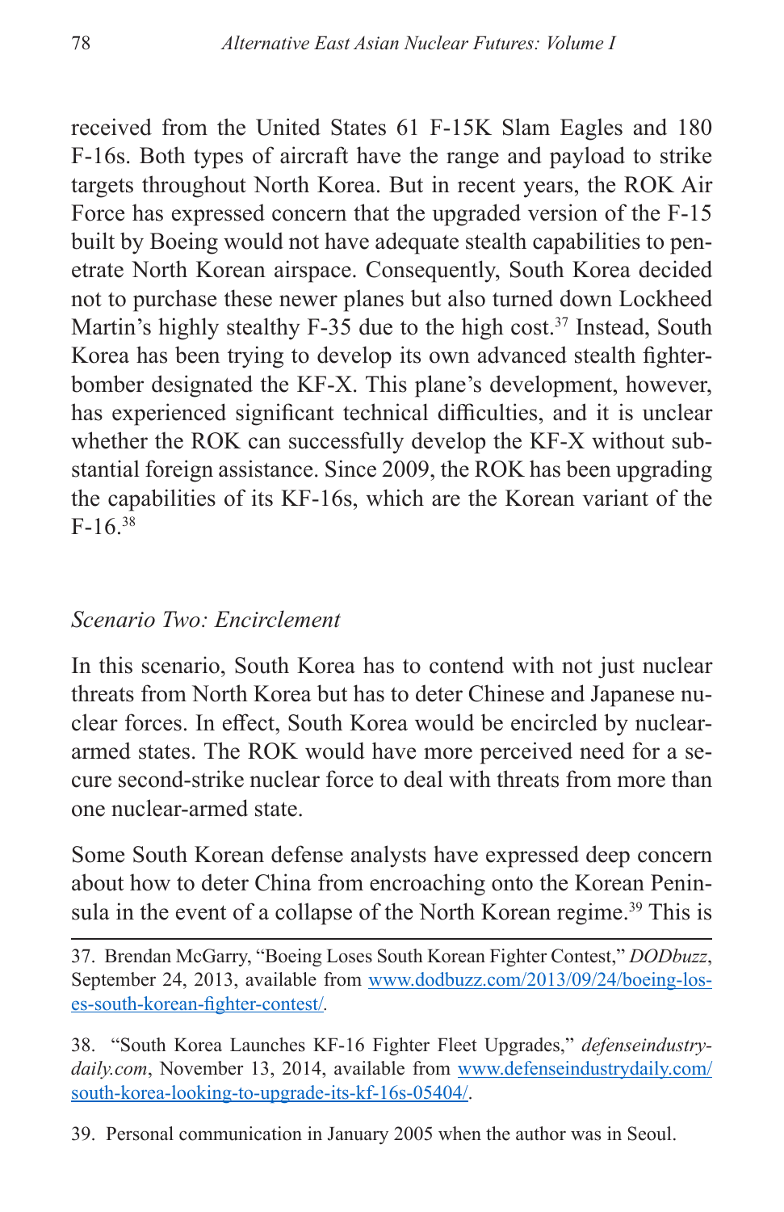received from the United States 61 F-15K Slam Eagles and 180 F-16s. Both types of aircraft have the range and payload to strike targets throughout North Korea. But in recent years, the ROK Air Force has expressed concern that the upgraded version of the F-15 built by Boeing would not have adequate stealth capabilities to penetrate North Korean airspace. Consequently, South Korea decided not to purchase these newer planes but also turned down Lockheed Martin's highly stealthy F-35 due to the high cost.[37] Instead, South Korea has been trying to develop its own advanced stealth fighter-bomber designated the KF-X. This plane's development, however, has experienced significant technical difficulties, and it is unclear whether the ROK can successfully develop the KF-X without substantial foreign assistance. Since 2009, the ROK has been upgrading the capabilities of its KF-16s, which are the Korean variant of the F-16.[38]

### *Scenario Two: Encirclement*

In this scenario, South Korea has to contend with not just nuclear threats from North Korea but has to deter Chinese and Japanese nuclear forces. In effect, South Korea would be encircled by nuclear-armed states. The ROK would have more perceived need for a secure second-strike nuclear force to deal with threats from more than one nuclear-armed state.

Some South Korean defense analysts have expressed deep concern about how to deter China from encroaching onto the Korean Peninsula in the event of a collapse of the North Korean regime.[39] This is

---

37. Brendan McGarry, "Boeing Loses South Korean Fighter Contest," *DODbuzz*, September 24, 2013, available from www.dodbuzz.com/2013/09/24/boeing-loses-south-korean-fighter-contest/.

38. "South Korea Launches KF-16 Fighter Fleet Upgrades," *defenseindustrydaily.com*, November 13, 2014, available from www.defenseindustrydaily.com/south-korea-looking-to-upgrade-its-kf-16s-05404/.

39. Personal communication in January 2005 when the author was in Seoul.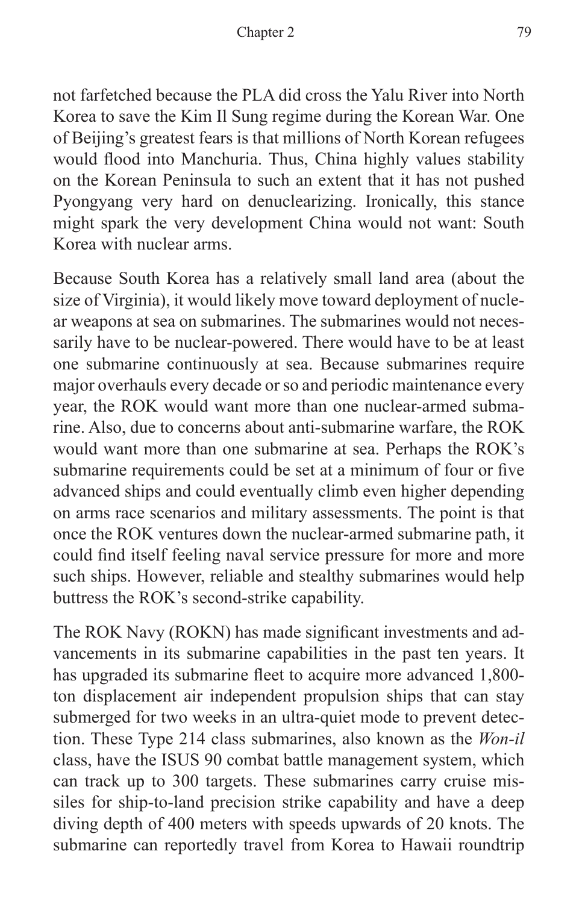not farfetched because the PLA did cross the Yalu River into North Korea to save the Kim Il Sung regime during the Korean War. One of Beijing's greatest fears is that millions of North Korean refugees would flood into Manchuria. Thus, China highly values stability on the Korean Peninsula to such an extent that it has not pushed Pyongyang very hard on denuclearizing. Ironically, this stance might spark the very development China would not want: South Korea with nuclear arms.

Because South Korea has a relatively small land area (about the size of Virginia), it would likely move toward deployment of nuclear weapons at sea on submarines. The submarines would not necessarily have to be nuclear-powered. There would have to be at least one submarine continuously at sea. Because submarines require major overhauls every decade or so and periodic maintenance every year, the ROK would want more than one nuclear-armed submarine. Also, due to concerns about anti-submarine warfare, the ROK would want more than one submarine at sea. Perhaps the ROK's submarine requirements could be set at a minimum of four or five advanced ships and could eventually climb even higher depending on arms race scenarios and military assessments. The point is that once the ROK ventures down the nuclear-armed submarine path, it could find itself feeling naval service pressure for more and more such ships. However, reliable and stealthy submarines would help buttress the ROK's second-strike capability.

The ROK Navy (ROKN) has made significant investments and advancements in its submarine capabilities in the past ten years. It has upgraded its submarine fleet to acquire more advanced 1,800-ton displacement air independent propulsion ships that can stay submerged for two weeks in an ultra-quiet mode to prevent detection. These Type 214 class submarines, also known as the *Won-il* class, have the ISUS 90 combat battle management system, which can track up to 300 targets. These submarines carry cruise missiles for ship-to-land precision strike capability and have a deep diving depth of 400 meters with speeds upwards of 20 knots. The submarine can reportedly travel from Korea to Hawaii roundtrip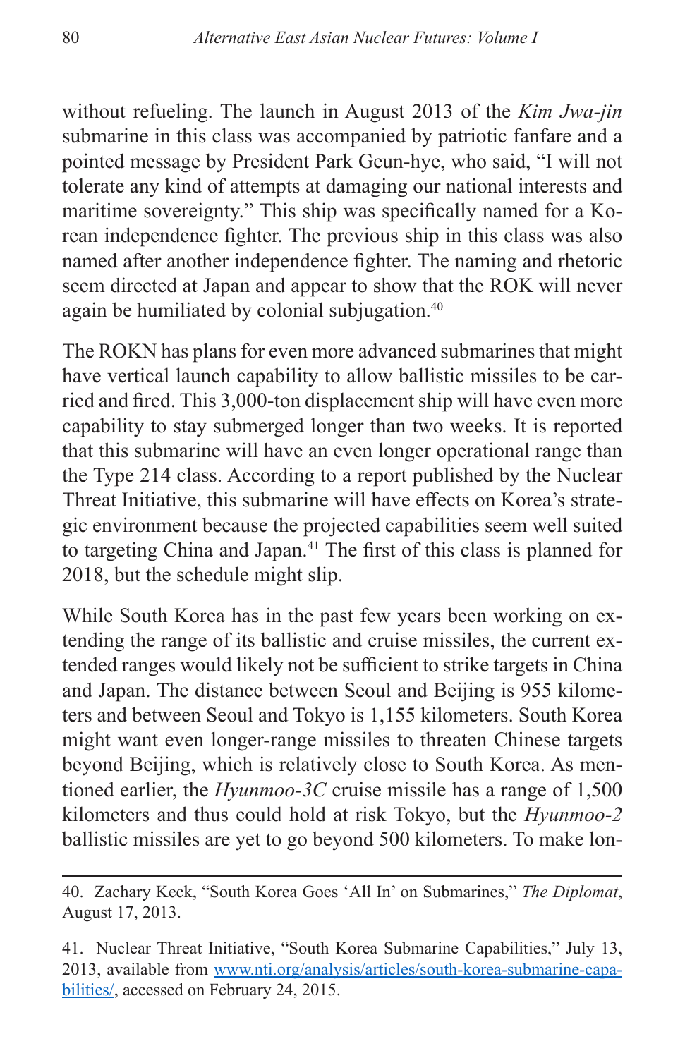without refueling. The launch in August 2013 of the *Kim Jwa-jin* submarine in this class was accompanied by patriotic fanfare and a pointed message by President Park Geun-hye, who said, "I will not tolerate any kind of attempts at damaging our national interests and maritime sovereignty." This ship was specifically named for a Korean independence fighter. The previous ship in this class was also named after another independence fighter. The naming and rhetoric seem directed at Japan and appear to show that the ROK will never again be humiliated by colonial subjugation.[40]

The ROKN has plans for even more advanced submarines that might have vertical launch capability to allow ballistic missiles to be carried and fired. This 3,000-ton displacement ship will have even more capability to stay submerged longer than two weeks. It is reported that this submarine will have an even longer operational range than the Type 214 class. According to a report published by the Nuclear Threat Initiative, this submarine will have effects on Korea's strategic environment because the projected capabilities seem well suited to targeting China and Japan.[41] The first of this class is planned for 2018, but the schedule might slip.

While South Korea has in the past few years been working on extending the range of its ballistic and cruise missiles, the current extended ranges would likely not be sufficient to strike targets in China and Japan. The distance between Seoul and Beijing is 955 kilometers and between Seoul and Tokyo is 1,155 kilometers. South Korea might want even longer-range missiles to threaten Chinese targets beyond Beijing, which is relatively close to South Korea. As mentioned earlier, the *Hyunmoo-3C* cruise missile has a range of 1,500 kilometers and thus could hold at risk Tokyo, but the *Hyunmoo-2* ballistic missiles are yet to go beyond 500 kilometers. To make lon-

---

40. Zachary Keck, "South Korea Goes 'All In' on Submarines," *The Diplomat*, August 17, 2013.

41. Nuclear Threat Initiative, "South Korea Submarine Capabilities," July 13, 2013, available from [www.nti.org/analysis/articles/south-korea-submarine-capabilities/](www.nti.org/analysis/articles/south-korea-submarine-capabilities/), accessed on February 24, 2015.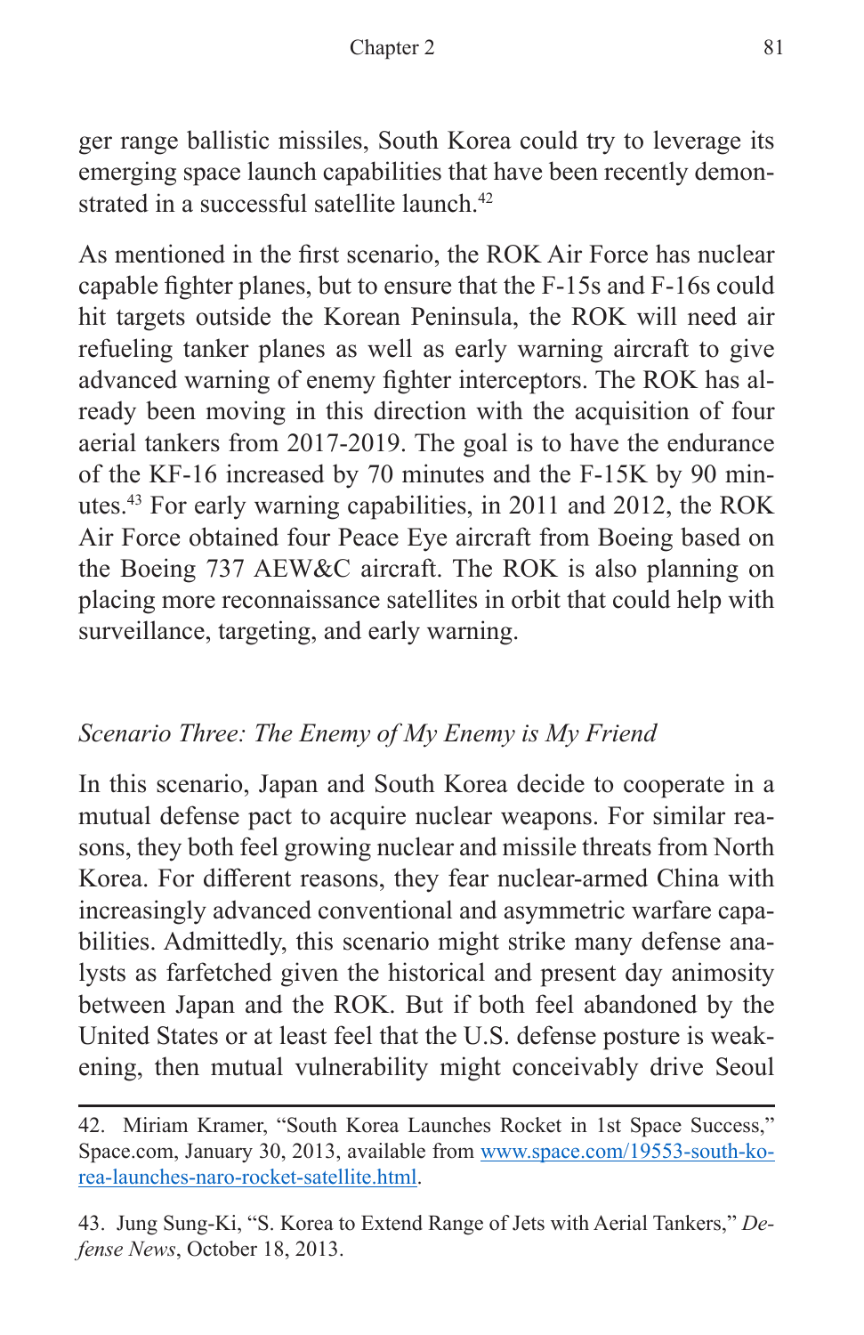ger range ballistic missiles, South Korea could try to leverage its emerging space launch capabilities that have been recently demonstrated in a successful satellite launch.[42]

As mentioned in the first scenario, the ROK Air Force has nuclear capable fighter planes, but to ensure that the F-15s and F-16s could hit targets outside the Korean Peninsula, the ROK will need air refueling tanker planes as well as early warning aircraft to give advanced warning of enemy fighter interceptors. The ROK has already been moving in this direction with the acquisition of four aerial tankers from 2017-2019. The goal is to have the endurance of the KF-16 increased by 70 minutes and the F-15K by 90 minutes.[43] For early warning capabilities, in 2011 and 2012, the ROK Air Force obtained four Peace Eye aircraft from Boeing based on the Boeing 737 AEW&C aircraft. The ROK is also planning on placing more reconnaissance satellites in orbit that could help with surveillance, targeting, and early warning.

### *Scenario Three: The Enemy of My Enemy is My Friend*

In this scenario, Japan and South Korea decide to cooperate in a mutual defense pact to acquire nuclear weapons. For similar reasons, they both feel growing nuclear and missile threats from North Korea. For different reasons, they fear nuclear-armed China with increasingly advanced conventional and asymmetric warfare capabilities. Admittedly, this scenario might strike many defense analysts as farfetched given the historical and present day animosity between Japan and the ROK. But if both feel abandoned by the United States or at least feel that the U.S. defense posture is weakening, then mutual vulnerability might conceivably drive Seoul

---

42. Miriam Kramer, "South Korea Launches Rocket in 1st Space Success," Space.com, January 30, 2013, available from [www.space.com/19553-south-korea-launches-naro-rocket-satellite.html](www.space.com/19553-south-korea-launches-naro-rocket-satellite.html).

43. Jung Sung-Ki, "S. Korea to Extend Range of Jets with Aerial Tankers," *Defense News*, October 18, 2013.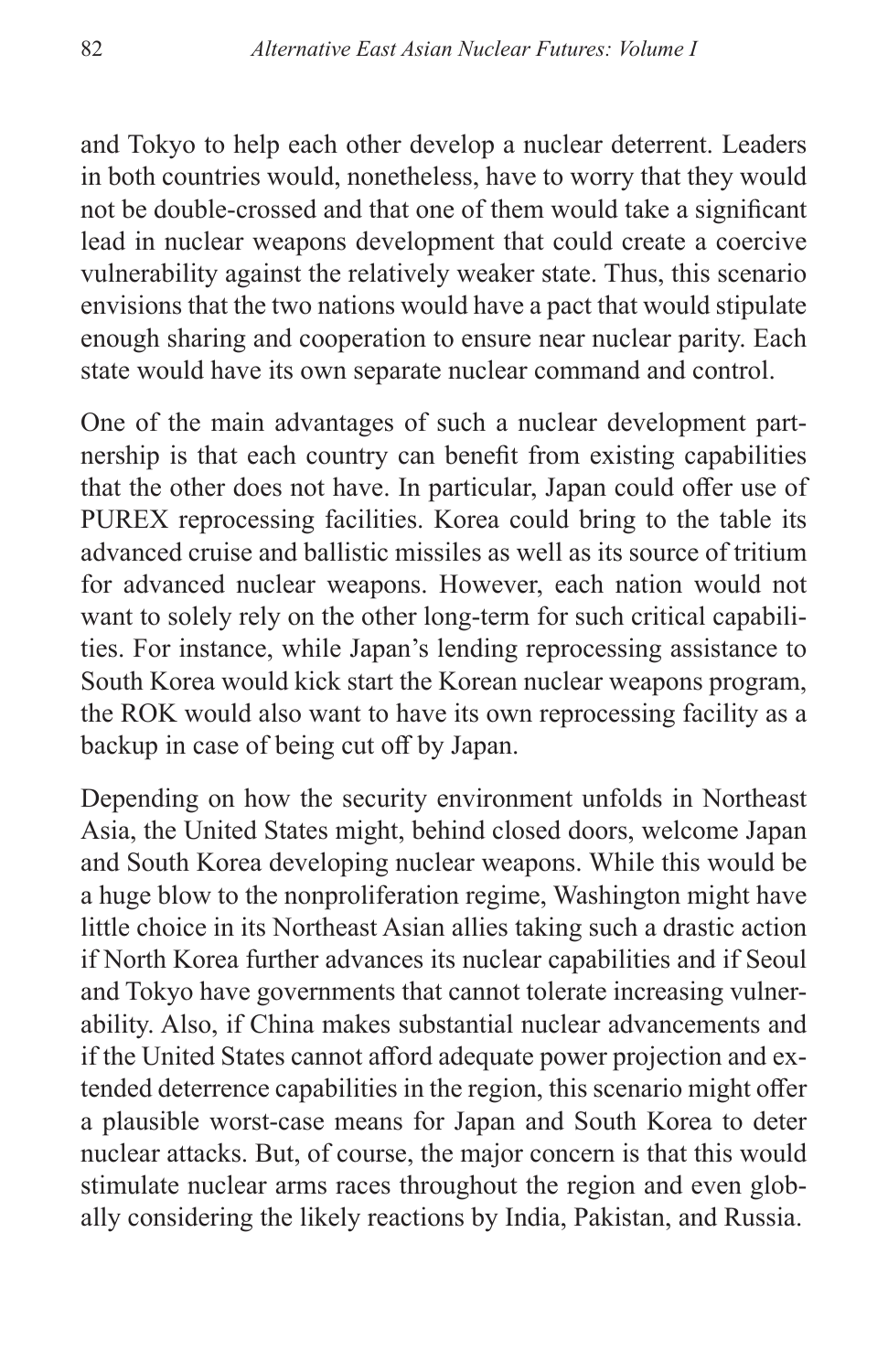and Tokyo to help each other develop a nuclear deterrent. Leaders in both countries would, nonetheless, have to worry that they would not be double-crossed and that one of them would take a significant lead in nuclear weapons development that could create a coercive vulnerability against the relatively weaker state. Thus, this scenario envisions that the two nations would have a pact that would stipulate enough sharing and cooperation to ensure near nuclear parity. Each state would have its own separate nuclear command and control.

One of the main advantages of such a nuclear development partnership is that each country can benefit from existing capabilities that the other does not have. In particular, Japan could offer use of PUREX reprocessing facilities. Korea could bring to the table its advanced cruise and ballistic missiles as well as its source of tritium for advanced nuclear weapons. However, each nation would not want to solely rely on the other long-term for such critical capabilities. For instance, while Japan's lending reprocessing assistance to South Korea would kick start the Korean nuclear weapons program, the ROK would also want to have its own reprocessing facility as a backup in case of being cut off by Japan.

Depending on how the security environment unfolds in Northeast Asia, the United States might, behind closed doors, welcome Japan and South Korea developing nuclear weapons. While this would be a huge blow to the nonproliferation regime, Washington might have little choice in its Northeast Asian allies taking such a drastic action if North Korea further advances its nuclear capabilities and if Seoul and Tokyo have governments that cannot tolerate increasing vulnerability. Also, if China makes substantial nuclear advancements and if the United States cannot afford adequate power projection and extended deterrence capabilities in the region, this scenario might offer a plausible worst-case means for Japan and South Korea to deter nuclear attacks. But, of course, the major concern is that this would stimulate nuclear arms races throughout the region and even globally considering the likely reactions by India, Pakistan, and Russia.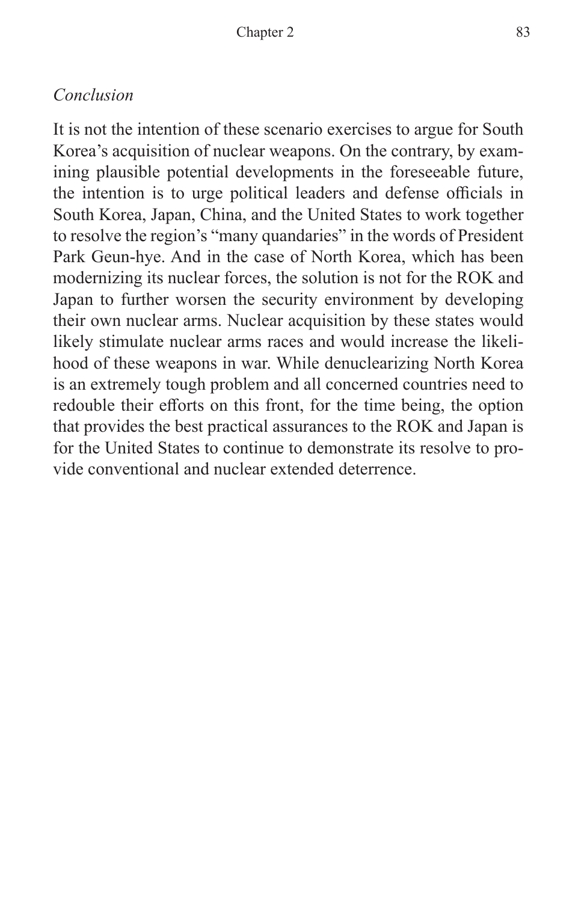*Conclusion*

It is not the intention of these scenario exercises to argue for South Korea's acquisition of nuclear weapons. On the contrary, by examining plausible potential developments in the foreseeable future, the intention is to urge political leaders and defense officials in South Korea, Japan, China, and the United States to work together to resolve the region's "many quandaries" in the words of President Park Geun-hye. And in the case of North Korea, which has been modernizing its nuclear forces, the solution is not for the ROK and Japan to further worsen the security environment by developing their own nuclear arms. Nuclear acquisition by these states would likely stimulate nuclear arms races and would increase the likelihood of these weapons in war. While denuclearizing North Korea is an extremely tough problem and all concerned countries need to redouble their efforts on this front, for the time being, the option that provides the best practical assurances to the ROK and Japan is for the United States to continue to demonstrate its resolve to provide conventional and nuclear extended deterrence.